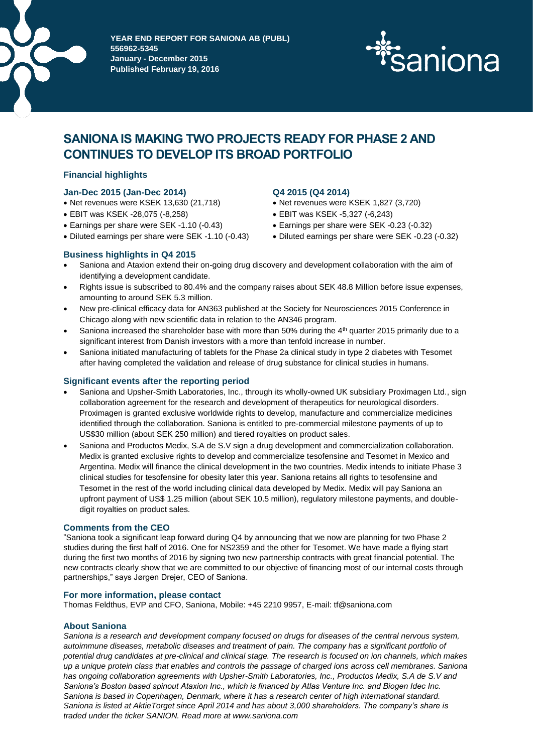**YEAR END REPORT FOR SANIONA AB (PUBL)**
**556962-5345**
**January - December 2015**
**Published February 19, 2016**

# SANIONA IS MAKING TWO PROJECTS READY FOR PHASE 2 AND CONTINUES TO DEVELOP ITS BROAD PORTFOLIO

## Financial highlights

### Jan-Dec 2015 (Jan-Dec 2014)

- Net revenues were KSEK 13,630 (21,718)
- EBIT was KSEK -28,075 (-8,258)
- Earnings per share were SEK -1.10 (-0.43)
- Diluted earnings per share were SEK -1.10 (-0.43)

### Q4 2015 (Q4 2014)

- Net revenues were KSEK 1,827 (3,720)
- EBIT was KSEK -5,327 (-6,243)
- Earnings per share were SEK -0.23 (-0.32)
- Diluted earnings per share were SEK -0.23 (-0.32)

## Business highlights in Q4 2015

- Saniona and Ataxion extend their on-going drug discovery and development collaboration with the aim of identifying a development candidate.
- Rights issue is subscribed to 80.4% and the company raises about SEK 48.8 Million before issue expenses, amounting to around SEK 5.3 million.
- New pre-clinical efficacy data for AN363 published at the Society for Neurosciences 2015 Conference in Chicago along with new scientific data in relation to the AN346 program.
- Saniona increased the shareholder base with more than 50% during the 4th quarter 2015 primarily due to a significant interest from Danish investors with a more than tenfold increase in number.
- Saniona initiated manufacturing of tablets for the Phase 2a clinical study in type 2 diabetes with Tesomet after having completed the validation and release of drug substance for clinical studies in humans.

## Significant events after the reporting period

- Saniona and Upsher-Smith Laboratories, Inc., through its wholly-owned UK subsidiary Proximagen Ltd., sign collaboration agreement for the research and development of therapeutics for neurological disorders. Proximagen is granted exclusive worldwide rights to develop, manufacture and commercialize medicines identified through the collaboration. Saniona is entitled to pre-commercial milestone payments of up to US$30 million (about SEK 250 million) and tiered royalties on product sales.
- Saniona and Productos Medix, S.A de S.V sign a drug development and commercialization collaboration. Medix is granted exclusive rights to develop and commercialize tesofensine and Tesomet in Mexico and Argentina. Medix will finance the clinical development in the two countries. Medix intends to initiate Phase 3 clinical studies for tesofensine for obesity later this year. Saniona retains all rights to tesofensine and Tesomet in the rest of the world including clinical data developed by Medix. Medix will pay Saniona an upfront payment of US$ 1.25 million (about SEK 10.5 million), regulatory milestone payments, and double-digit royalties on product sales.

## Comments from the CEO

"Saniona took a significant leap forward during Q4 by announcing that we now are planning for two Phase 2 studies during the first half of 2016. One for NS2359 and the other for Tesomet. We have made a flying start during the first two months of 2016 by signing two new partnership contracts with great financial potential. The new contracts clearly show that we are committed to our objective of financing most of our internal costs through partnerships," says Jørgen Drejer, CEO of Saniona.

## For more information, please contact

Thomas Feldthus, EVP and CFO, Saniona, Mobile: +45 2210 9957, E-mail: tf@saniona.com

## About Saniona

*Saniona is a research and development company focused on drugs for diseases of the central nervous system, autoimmune diseases, metabolic diseases and treatment of pain. The company has a significant portfolio of potential drug candidates at pre-clinical and clinical stage. The research is focused on ion channels, which makes up a unique protein class that enables and controls the passage of charged ions across cell membranes. Saniona has ongoing collaboration agreements with Upsher-Smith Laboratories, Inc., Productos Medix, S.A de S.V and Saniona's Boston based spinout Ataxion Inc., which is financed by Atlas Venture Inc. and Biogen Idec Inc. Saniona is based in Copenhagen, Denmark, where it has a research center of high international standard. Saniona is listed at AktieTorget since April 2014 and has about 3,000 shareholders. The company's share is traded under the ticker SANION. Read more at www.saniona.com*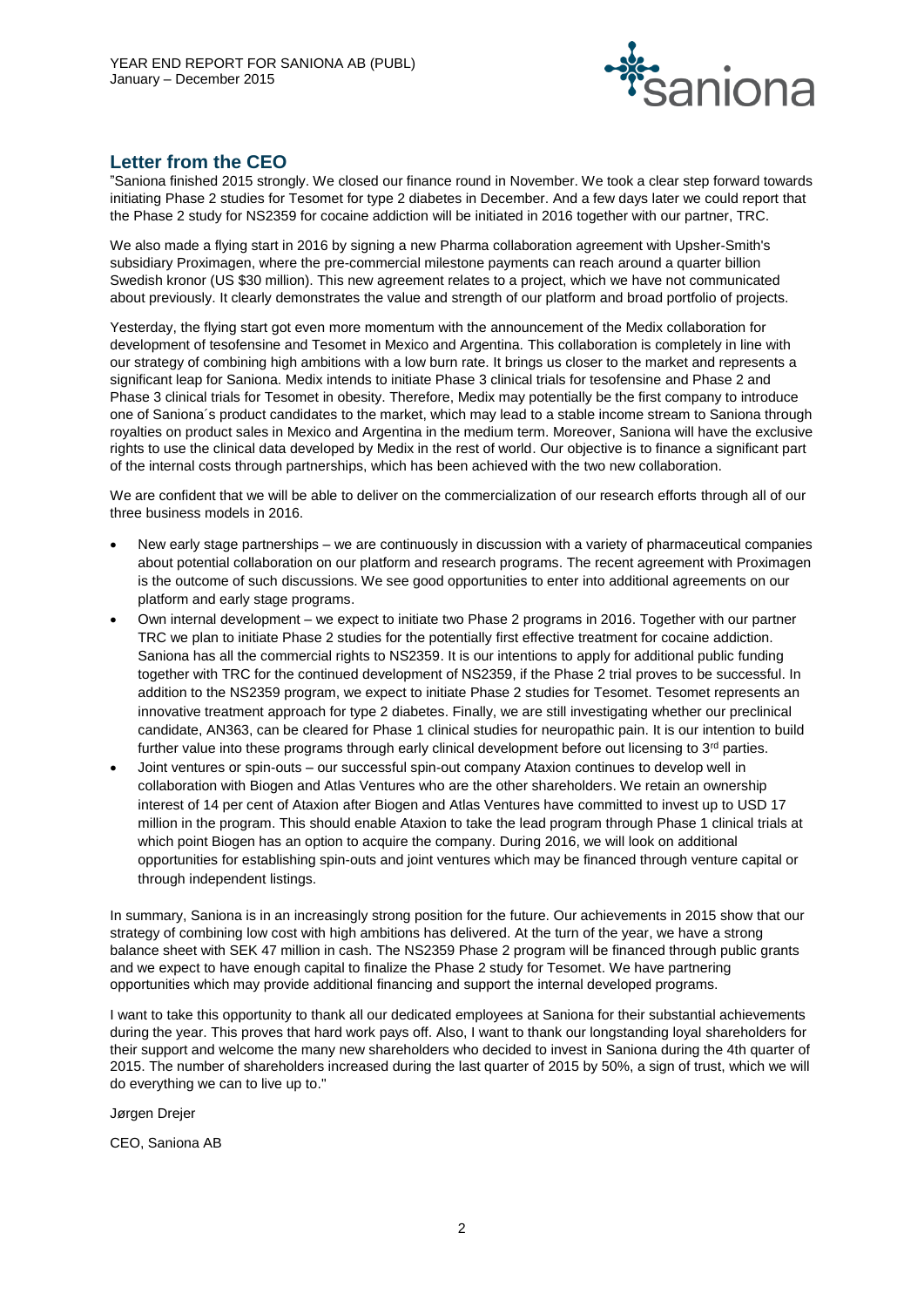## Letter from the CEO

”Saniona finished 2015 strongly. We closed our finance round in November. We took a clear step forward towards initiating Phase 2 studies for Tesomet for type 2 diabetes in December. And a few days later we could report that the Phase 2 study for NS2359 for cocaine addiction will be initiated in 2016 together with our partner, TRC.

We also made a flying start in 2016 by signing a new Pharma collaboration agreement with Upsher-Smith's subsidiary Proximagen, where the pre-commercial milestone payments can reach around a quarter billion Swedish kronor (US $30 million). This new agreement relates to a project, which we have not communicated about previously. It clearly demonstrates the value and strength of our platform and broad portfolio of projects.

Yesterday, the flying start got even more momentum with the announcement of the Medix collaboration for development of tesofensine and Tesomet in Mexico and Argentina. This collaboration is completely in line with our strategy of combining high ambitions with a low burn rate. It brings us closer to the market and represents a significant leap for Saniona. Medix intends to initiate Phase 3 clinical trials for tesofensine and Phase 2 and Phase 3 clinical trials for Tesomet in obesity. Therefore, Medix may potentially be the first company to introduce one of Saniona´s product candidates to the market, which may lead to a stable income stream to Saniona through royalties on product sales in Mexico and Argentina in the medium term. Moreover, Saniona will have the exclusive rights to use the clinical data developed by Medix in the rest of world. Our objective is to finance a significant part of the internal costs through partnerships, which has been achieved with the two new collaboration.

We are confident that we will be able to deliver on the commercialization of our research efforts through all of our three business models in 2016.

- New early stage partnerships – we are continuously in discussion with a variety of pharmaceutical companies about potential collaboration on our platform and research programs. The recent agreement with Proximagen is the outcome of such discussions. We see good opportunities to enter into additional agreements on our platform and early stage programs.
- Own internal development – we expect to initiate two Phase 2 programs in 2016. Together with our partner TRC we plan to initiate Phase 2 studies for the potentially first effective treatment for cocaine addiction. Saniona has all the commercial rights to NS2359. It is our intentions to apply for additional public funding together with TRC for the continued development of NS2359, if the Phase 2 trial proves to be successful. In addition to the NS2359 program, we expect to initiate Phase 2 studies for Tesomet. Tesomet represents an innovative treatment approach for type 2 diabetes. Finally, we are still investigating whether our preclinical candidate, AN363, can be cleared for Phase 1 clinical studies for neuropathic pain. It is our intention to build further value into these programs through early clinical development before out licensing to 3rd parties.
- Joint ventures or spin-outs – our successful spin-out company Ataxion continues to develop well in collaboration with Biogen and Atlas Ventures who are the other shareholders. We retain an ownership interest of 14 per cent of Ataxion after Biogen and Atlas Ventures have committed to invest up to USD 17 million in the program. This should enable Ataxion to take the lead program through Phase 1 clinical trials at which point Biogen has an option to acquire the company. During 2016, we will look on additional opportunities for establishing spin-outs and joint ventures which may be financed through venture capital or through independent listings.

In summary, Saniona is in an increasingly strong position for the future. Our achievements in 2015 show that our strategy of combining low cost with high ambitions has delivered. At the turn of the year, we have a strong balance sheet with SEK 47 million in cash. The NS2359 Phase 2 program will be financed through public grants and we expect to have enough capital to finalize the Phase 2 study for Tesomet. We have partnering opportunities which may provide additional financing and support the internal developed programs.

I want to take this opportunity to thank all our dedicated employees at Saniona for their substantial achievements during the year. This proves that hard work pays off. Also, I want to thank our longstanding loyal shareholders for their support and welcome the many new shareholders who decided to invest in Saniona during the 4th quarter of 2015. The number of shareholders increased during the last quarter of 2015 by 50%, a sign of trust, which we will do everything we can to live up to."

Jørgen Drejer

CEO, Saniona AB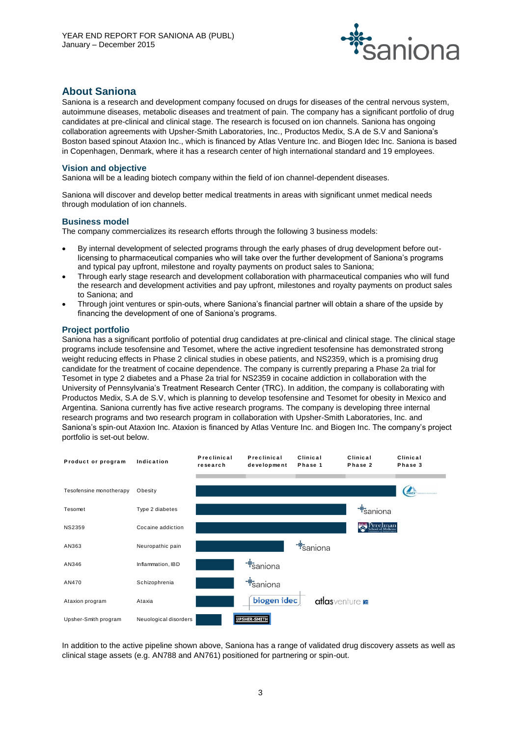## About Saniona

Saniona is a research and development company focused on drugs for diseases of the central nervous system, autoimmune diseases, metabolic diseases and treatment of pain. The company has a significant portfolio of drug candidates at pre-clinical and clinical stage. The research is focused on ion channels. Saniona has ongoing collaboration agreements with Upsher-Smith Laboratories, Inc., Productos Medix, S.A de S.V and Saniona's Boston based spinout Ataxion Inc., which is financed by Atlas Venture Inc. and Biogen Idec Inc. Saniona is based in Copenhagen, Denmark, where it has a research center of high international standard and 19 employees.

### Vision and objective

Saniona will be a leading biotech company within the field of ion channel-dependent diseases.

Saniona will discover and develop better medical treatments in areas with significant unmet medical needs through modulation of ion channels.

### Business model

The company commercializes its research efforts through the following 3 business models:

- By internal development of selected programs through the early phases of drug development before out-licensing to pharmaceutical companies who will take over the further development of Saniona's programs and typical pay upfront, milestone and royalty payments on product sales to Saniona;
- Through early stage research and development collaboration with pharmaceutical companies who will fund the research and development activities and pay upfront, milestones and royalty payments on product sales to Saniona; and
- Through joint ventures or spin-outs, where Saniona's financial partner will obtain a share of the upside by financing the development of one of Saniona's programs.

### Project portfolio

Saniona has a significant portfolio of potential drug candidates at pre-clinical and clinical stage. The clinical stage programs include tesofensine and Tesomet, where the active ingredient tesofensine has demonstrated strong weight reducing effects in Phase 2 clinical studies in obese patients, and NS2359, which is a promising drug candidate for the treatment of cocaine dependence. The company is currently preparing a Phase 2a trial for Tesomet in type 2 diabetes and a Phase 2a trial for NS2359 in cocaine addiction in collaboration with the University of Pennsylvania's Treatment Research Center (TRC). In addition, the company is collaborating with Productos Medix, S.A de S.V, which is planning to develop tesofensine and Tesomet for obesity in Mexico and Argentina. Saniona currently has five active research programs. The company is developing three internal research programs and two research program in collaboration with Upsher-Smith Laboratories, Inc. and Saniona's spin-out Ataxion Inc. Ataxion is financed by Atlas Venture Inc. and Biogen Inc. The company's project portfolio is set-out below.

| Product or program | Indication | Stage reached | Partner |
|---|---|---|---|
| Tesofensine monotherapy | Obesity | Clinical Phase 3 | Medix |
| Tesomet | Type 2 diabetes | Clinical Phase 2 | saniona |
| NS2359 | Cocaine addiction | Clinical Phase 2 | Perelman School of Medicine |
| AN363 | Neuropathic pain | Preclinical development | saniona |
| AN346 | Inflammation, IBD | Preclinical research | saniona |
| AN470 | Schizophrenia | Preclinical research | saniona |
| Ataxion program | Ataxia | Preclinical research | biogen idec, atlas venture |
| Upsher-Smith program | Neuological disorders | Preclinical research | UPSHER-SMITH |

In addition to the active pipeline shown above, Saniona has a range of validated drug discovery assets as well as clinical stage assets (e.g. AN788 and AN761) positioned for partnering or spin-out.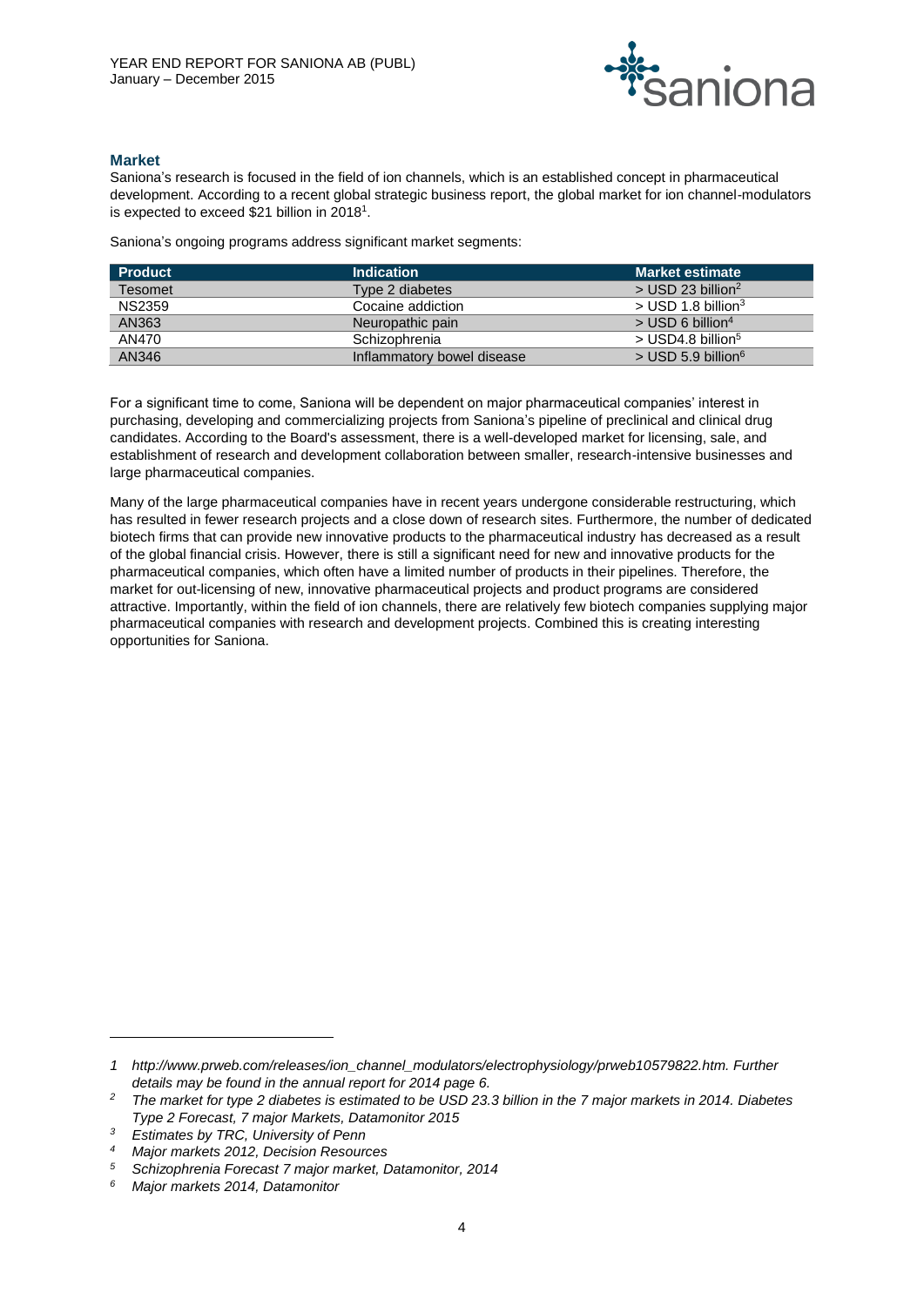## Market

Saniona's research is focused in the field of ion channels, which is an established concept in pharmaceutical development. According to a recent global strategic business report, the global market for ion channel-modulators is expected to exceed $21 billion in 2018[1].

Saniona's ongoing programs address significant market segments:

| Product | Indication | Market estimate |
|---|---|---|
| Tesomet | Type 2 diabetes | > USD 23 billion[2] |
| NS2359 | Cocaine addiction | > USD 1.8 billion[3] |
| AN363 | Neuropathic pain | > USD 6 billion[4] |
| AN470 | Schizophrenia | > USD4.8 billion[5] |
| AN346 | Inflammatory bowel disease | > USD 5.9 billion[6] |

For a significant time to come, Saniona will be dependent on major pharmaceutical companies' interest in purchasing, developing and commercializing projects from Saniona's pipeline of preclinical and clinical drug candidates. According to the Board's assessment, there is a well-developed market for licensing, sale, and establishment of research and development collaboration between smaller, research-intensive businesses and large pharmaceutical companies.

Many of the large pharmaceutical companies have in recent years undergone considerable restructuring, which has resulted in fewer research projects and a close down of research sites. Furthermore, the number of dedicated biotech firms that can provide new innovative products to the pharmaceutical industry has decreased as a result of the global financial crisis. However, there is still a significant need for new and innovative products for the pharmaceutical companies, which often have a limited number of products in their pipelines. Therefore, the market for out-licensing of new, innovative pharmaceutical projects and product programs are considered attractive. Importantly, within the field of ion channels, there are relatively few biotech companies supplying major pharmaceutical companies with research and development projects. Combined this is creating interesting opportunities for Saniona.

---

*1 http://www.prweb.com/releases/ion_channel_modulators/electrophysiology/prweb10579822.htm. Further details may be found in the annual report for 2014 page 6.*

*2 The market for type 2 diabetes is estimated to be USD 23.3 billion in the 7 major markets in 2014. Diabetes Type 2 Forecast, 7 major Markets, Datamonitor 2015*

*3 Estimates by TRC, University of Penn*

*4 Major markets 2012, Decision Resources*

*5 Schizophrenia Forecast 7 major market, Datamonitor, 2014*

*6 Major markets 2014, Datamonitor*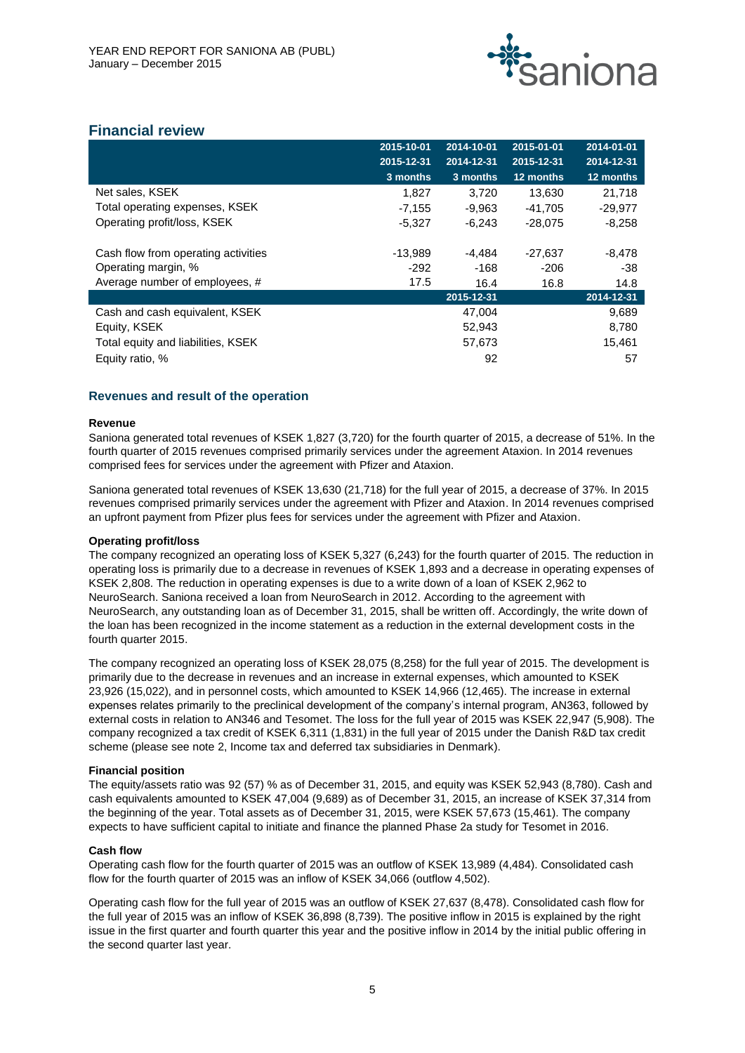## Financial review

| | 2015-10-01 2015-12-31 3 months | 2014-10-01 2014-12-31 3 months | 2015-01-01 2015-12-31 12 months | 2014-01-01 2014-12-31 12 months |
|---|---|---|---|---|
| Net sales, KSEK | 1,827 | 3,720 | 13,630 | 21,718 |
| Total operating expenses, KSEK | -7,155 | -9,963 | -41,705 | -29,977 |
| Operating profit/loss, KSEK | -5,327 | -6,243 | -28,075 | -8,258 |
| | | | | |
| Cash flow from operating activities | -13,989 | -4,484 | -27,637 | -8,478 |
| Operating margin, % | -292 | -168 | -206 | -38 |
| Average number of employees, # | 17.5 | 16.4 | 16.8 | 14.8 |
| | | 2015-12-31 | | 2014-12-31 |
| Cash and cash equivalent, KSEK | | 47,004 | | 9,689 |
| Equity, KSEK | | 52,943 | | 8,780 |
| Total equity and liabilities, KSEK | | 57,673 | | 15,461 |
| Equity ratio, % | | 92 | | 57 |

### Revenues and result of the operation

**Revenue**

Saniona generated total revenues of KSEK 1,827 (3,720) for the fourth quarter of 2015, a decrease of 51%. In the fourth quarter of 2015 revenues comprised primarily services under the agreement Ataxion. In 2014 revenues comprised fees for services under the agreement with Pfizer and Ataxion.

Saniona generated total revenues of KSEK 13,630 (21,718) for the full year of 2015, a decrease of 37%. In 2015 revenues comprised primarily services under the agreement with Pfizer and Ataxion. In 2014 revenues comprised an upfront payment from Pfizer plus fees for services under the agreement with Pfizer and Ataxion.

**Operating profit/loss**

The company recognized an operating loss of KSEK 5,327 (6,243) for the fourth quarter of 2015. The reduction in operating loss is primarily due to a decrease in revenues of KSEK 1,893 and a decrease in operating expenses of KSEK 2,808. The reduction in operating expenses is due to a write down of a loan of KSEK 2,962 to NeuroSearch. Saniona received a loan from NeuroSearch in 2012. According to the agreement with NeuroSearch, any outstanding loan as of December 31, 2015, shall be written off. Accordingly, the write down of the loan has been recognized in the income statement as a reduction in the external development costs in the fourth quarter 2015.

The company recognized an operating loss of KSEK 28,075 (8,258) for the full year of 2015. The development is primarily due to the decrease in revenues and an increase in external expenses, which amounted to KSEK 23,926 (15,022), and in personnel costs, which amounted to KSEK 14,966 (12,465). The increase in external expenses relates primarily to the preclinical development of the company's internal program, AN363, followed by external costs in relation to AN346 and Tesomet. The loss for the full year of 2015 was KSEK 22,947 (5,908). The company recognized a tax credit of KSEK 6,311 (1,831) in the full year of 2015 under the Danish R&D tax credit scheme (please see note 2, Income tax and deferred tax subsidiaries in Denmark).

**Financial position**

The equity/assets ratio was 92 (57) % as of December 31, 2015, and equity was KSEK 52,943 (8,780). Cash and cash equivalents amounted to KSEK 47,004 (9,689) as of December 31, 2015, an increase of KSEK 37,314 from the beginning of the year. Total assets as of December 31, 2015, were KSEK 57,673 (15,461). The company expects to have sufficient capital to initiate and finance the planned Phase 2a study for Tesomet in 2016.

**Cash flow**

Operating cash flow for the fourth quarter of 2015 was an outflow of KSEK 13,989 (4,484). Consolidated cash flow for the fourth quarter of 2015 was an inflow of KSEK 34,066 (outflow 4,502).

Operating cash flow for the full year of 2015 was an outflow of KSEK 27,637 (8,478). Consolidated cash flow for the full year of 2015 was an inflow of KSEK 36,898 (8,739). The positive inflow in 2015 is explained by the right issue in the first quarter and fourth quarter this year and the positive inflow in 2014 by the initial public offering in the second quarter last year.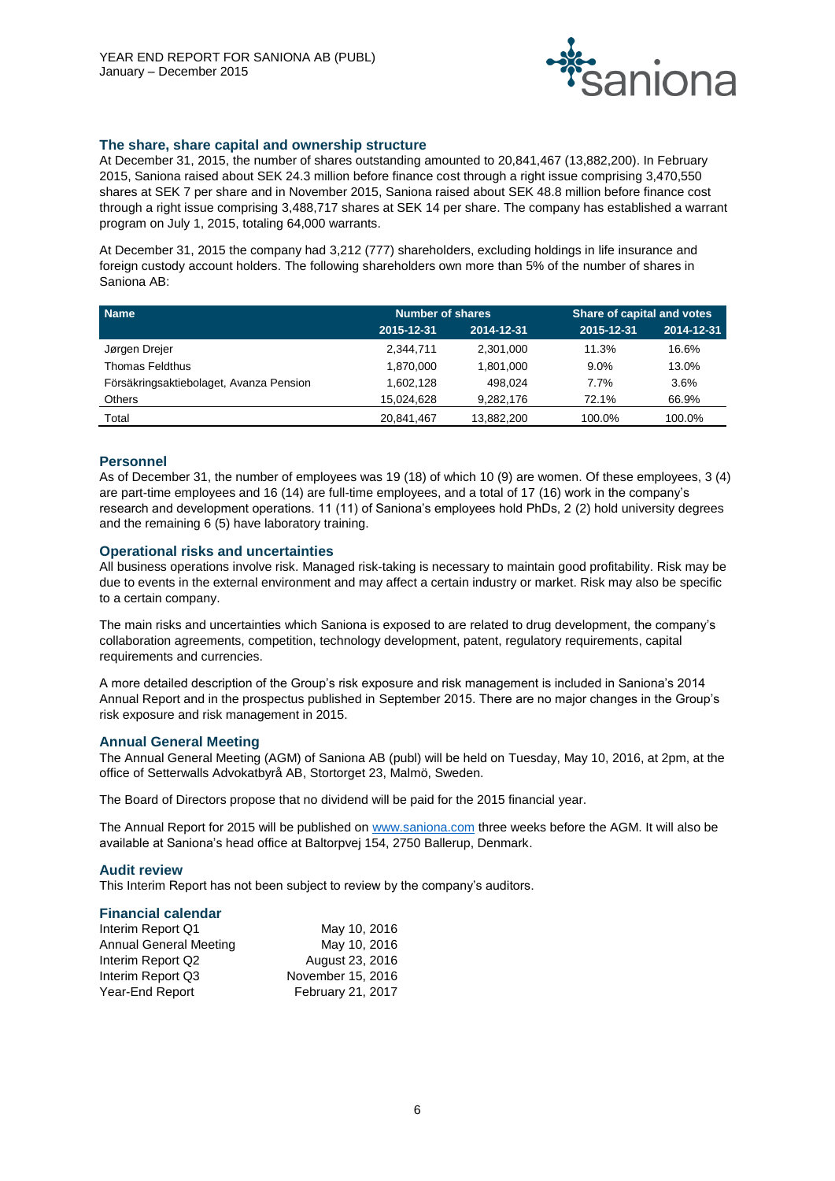## The share, share capital and ownership structure

At December 31, 2015, the number of shares outstanding amounted to 20,841,467 (13,882,200). In February 2015, Saniona raised about SEK 24.3 million before finance cost through a right issue comprising 3,470,550 shares at SEK 7 per share and in November 2015, Saniona raised about SEK 48.8 million before finance cost through a right issue comprising 3,488,717 shares at SEK 14 per share. The company has established a warrant program on July 1, 2015, totaling 64,000 warrants.

At December 31, 2015 the company had 3,212 (777) shareholders, excluding holdings in life insurance and foreign custody account holders. The following shareholders own more than 5% of the number of shares in Saniona AB:

| Name | Number of shares | | Share of capital and votes | |
|---|---|---|---|---|
| | 2015-12-31 | 2014-12-31 | 2015-12-31 | 2014-12-31 |
| Jørgen Drejer | 2,344,711 | 2,301,000 | 11.3% | 16.6% |
| Thomas Feldthus | 1,870,000 | 1,801,000 | 9.0% | 13.0% |
| Försäkringsaktiebolaget, Avanza Pension | 1,602,128 | 498,024 | 7.7% | 3.6% |
| Others | 15,024,628 | 9,282,176 | 72.1% | 66.9% |
| Total | 20,841,467 | 13,882,200 | 100.0% | 100.0% |

## Personnel

As of December 31, the number of employees was 19 (18) of which 10 (9) are women. Of these employees, 3 (4) are part-time employees and 16 (14) are full-time employees, and a total of 17 (16) work in the company's research and development operations. 11 (11) of Saniona's employees hold PhDs, 2 (2) hold university degrees and the remaining 6 (5) have laboratory training.

## Operational risks and uncertainties

All business operations involve risk. Managed risk-taking is necessary to maintain good profitability. Risk may be due to events in the external environment and may affect a certain industry or market. Risk may also be specific to a certain company.

The main risks and uncertainties which Saniona is exposed to are related to drug development, the company's collaboration agreements, competition, technology development, patent, regulatory requirements, capital requirements and currencies.

A more detailed description of the Group's risk exposure and risk management is included in Saniona's 2014 Annual Report and in the prospectus published in September 2015. There are no major changes in the Group's risk exposure and risk management in 2015.

## Annual General Meeting

The Annual General Meeting (AGM) of Saniona AB (publ) will be held on Tuesday, May 10, 2016, at 2pm, at the office of Setterwalls Advokatbyrå AB, Stortorget 23, Malmö, Sweden.

The Board of Directors propose that no dividend will be paid for the 2015 financial year.

The Annual Report for 2015 will be published on www.saniona.com three weeks before the AGM. It will also be available at Saniona's head office at Baltorpvej 154, 2750 Ballerup, Denmark.

## Audit review

This Interim Report has not been subject to review by the company's auditors.

## Financial calendar

| | |
|---|---|
| Interim Report Q1 | May 10, 2016 |
| Annual General Meeting | May 10, 2016 |
| Interim Report Q2 | August 23, 2016 |
| Interim Report Q3 | November 15, 2016 |
| Year-End Report | February 21, 2017 |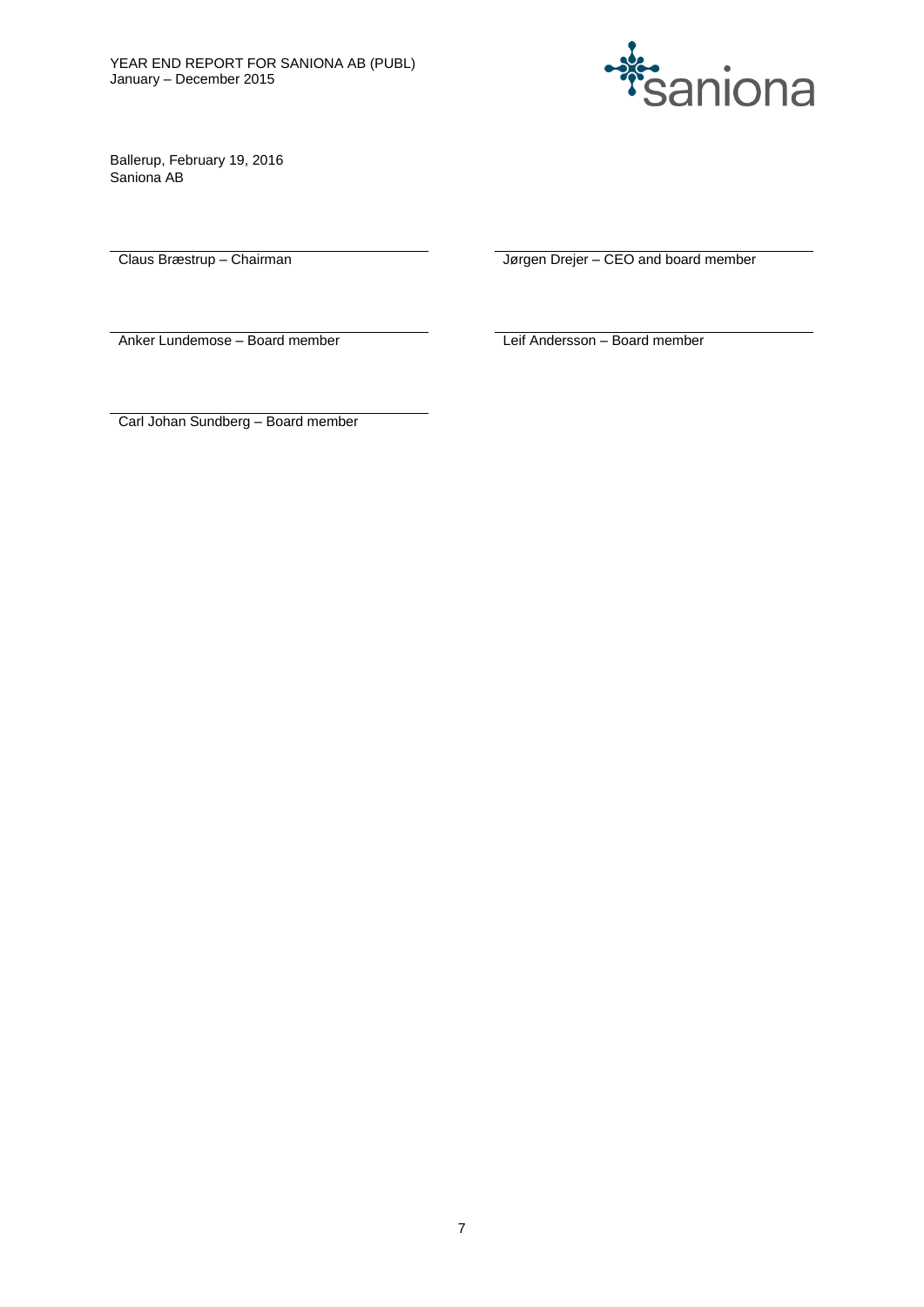Ballerup, February 19, 2016
Saniona AB

| | |
|---|---|
| Claus Bræstrup – Chairman | Jørgen Drejer – CEO and board member |
| Anker Lundemose – Board member | Leif Andersson – Board member |
| Carl Johan Sundberg – Board member | |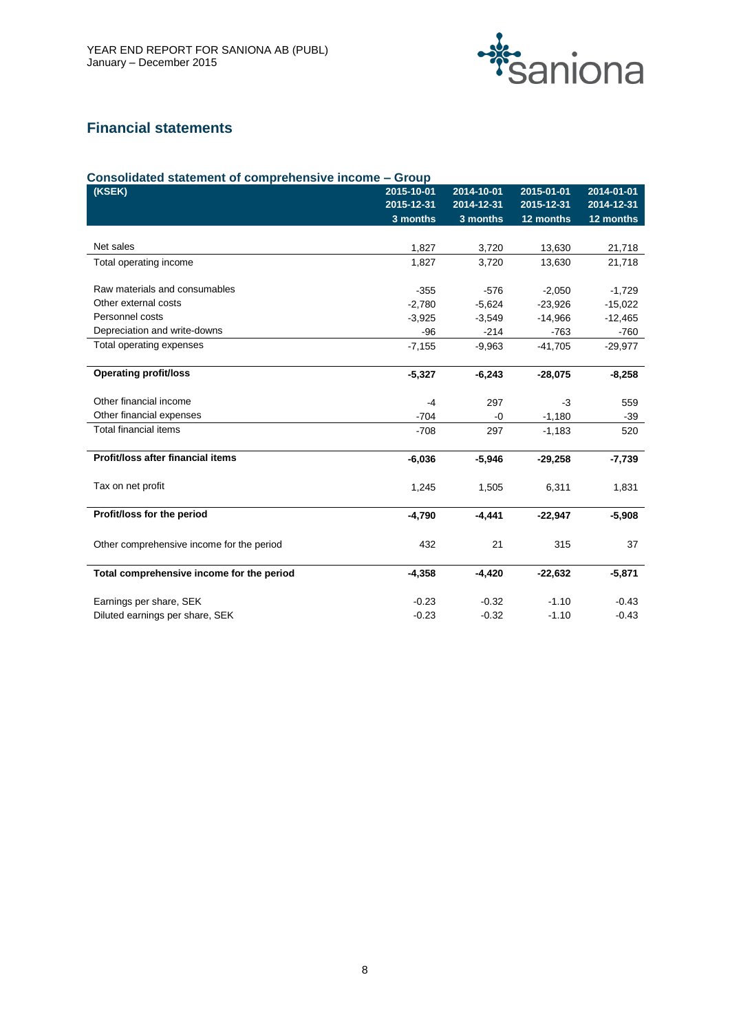## Financial statements

### Consolidated statement of comprehensive income – Group

| (KSEK) | 2015-10-01 2015-12-31 3 months | 2014-10-01 2014-12-31 3 months | 2015-01-01 2015-12-31 12 months | 2014-01-01 2014-12-31 12 months |
|---|---|---|---|---|
| Net sales | 1,827 | 3,720 | 13,630 | 21,718 |
| Total operating income | 1,827 | 3,720 | 13,630 | 21,718 |
| Raw materials and consumables | -355 | -576 | -2,050 | -1,729 |
| Other external costs | -2,780 | -5,624 | -23,926 | -15,022 |
| Personnel costs | -3,925 | -3,549 | -14,966 | -12,465 |
| Depreciation and write-downs | -96 | -214 | -763 | -760 |
| Total operating expenses | -7,155 | -9,963 | -41,705 | -29,977 |
| **Operating profit/loss** | **-5,327** | **-6,243** | **-28,075** | **-8,258** |
| Other financial income | -4 | 297 | -3 | 559 |
| Other financial expenses | -704 | -0 | -1,180 | -39 |
| Total financial items | -708 | 297 | -1,183 | 520 |
| **Profit/loss after financial items** | **-6,036** | **-5,946** | **-29,258** | **-7,739** |
| Tax on net profit | 1,245 | 1,505 | 6,311 | 1,831 |
| **Profit/loss for the period** | **-4,790** | **-4,441** | **-22,947** | **-5,908** |
| Other comprehensive income for the period | 432 | 21 | 315 | 37 |
| **Total comprehensive income for the period** | **-4,358** | **-4,420** | **-22,632** | **-5,871** |
| Earnings per share, SEK | -0.23 | -0.32 | -1.10 | -0.43 |
| Diluted earnings per share, SEK | -0.23 | -0.32 | -1.10 | -0.43 |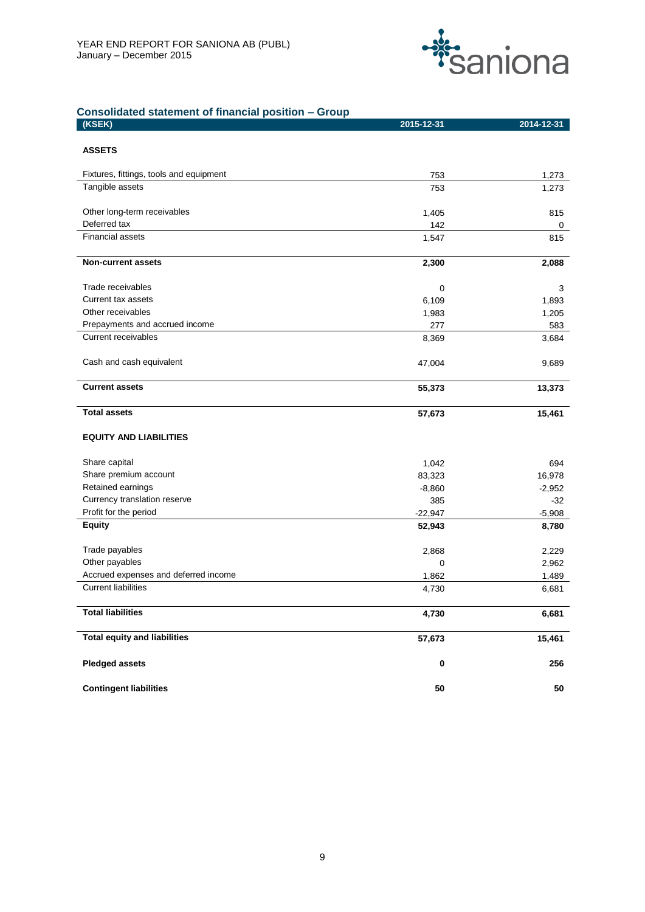## Consolidated statement of financial position – Group

| (KSEK) | 2015-12-31 | 2014-12-31 |
|---|---|---|
| **ASSETS** | | |
| Fixtures, fittings, tools and equipment | 753 | 1,273 |
| Tangible assets | 753 | 1,273 |
| Other long-term receivables | 1,405 | 815 |
| Deferred tax | 142 | 0 |
| Financial assets | 1,547 | 815 |
| **Non-current assets** | **2,300** | **2,088** |
| Trade receivables | 0 | 3 |
| Current tax assets | 6,109 | 1,893 |
| Other receivables | 1,983 | 1,205 |
| Prepayments and accrued income | 277 | 583 |
| Current receivables | 8,369 | 3,684 |
| Cash and cash equivalent | 47,004 | 9,689 |
| **Current assets** | **55,373** | **13,373** |
| **Total assets** | **57,673** | **15,461** |
| **EQUITY AND LIABILITIES** | | |
| Share capital | 1,042 | 694 |
| Share premium account | 83,323 | 16,978 |
| Retained earnings | -8,860 | -2,952 |
| Currency translation reserve | 385 | -32 |
| Profit for the period | -22,947 | -5,908 |
| **Equity** | **52,943** | **8,780** |
| Trade payables | 2,868 | 2,229 |
| Other payables | 0 | 2,962 |
| Accrued expenses and deferred income | 1,862 | 1,489 |
| Current liabilities | 4,730 | 6,681 |
| **Total liabilities** | **4,730** | **6,681** |
| **Total equity and liabilities** | **57,673** | **15,461** |
| **Pledged assets** | **0** | **256** |
| **Contingent liabilities** | **50** | **50** |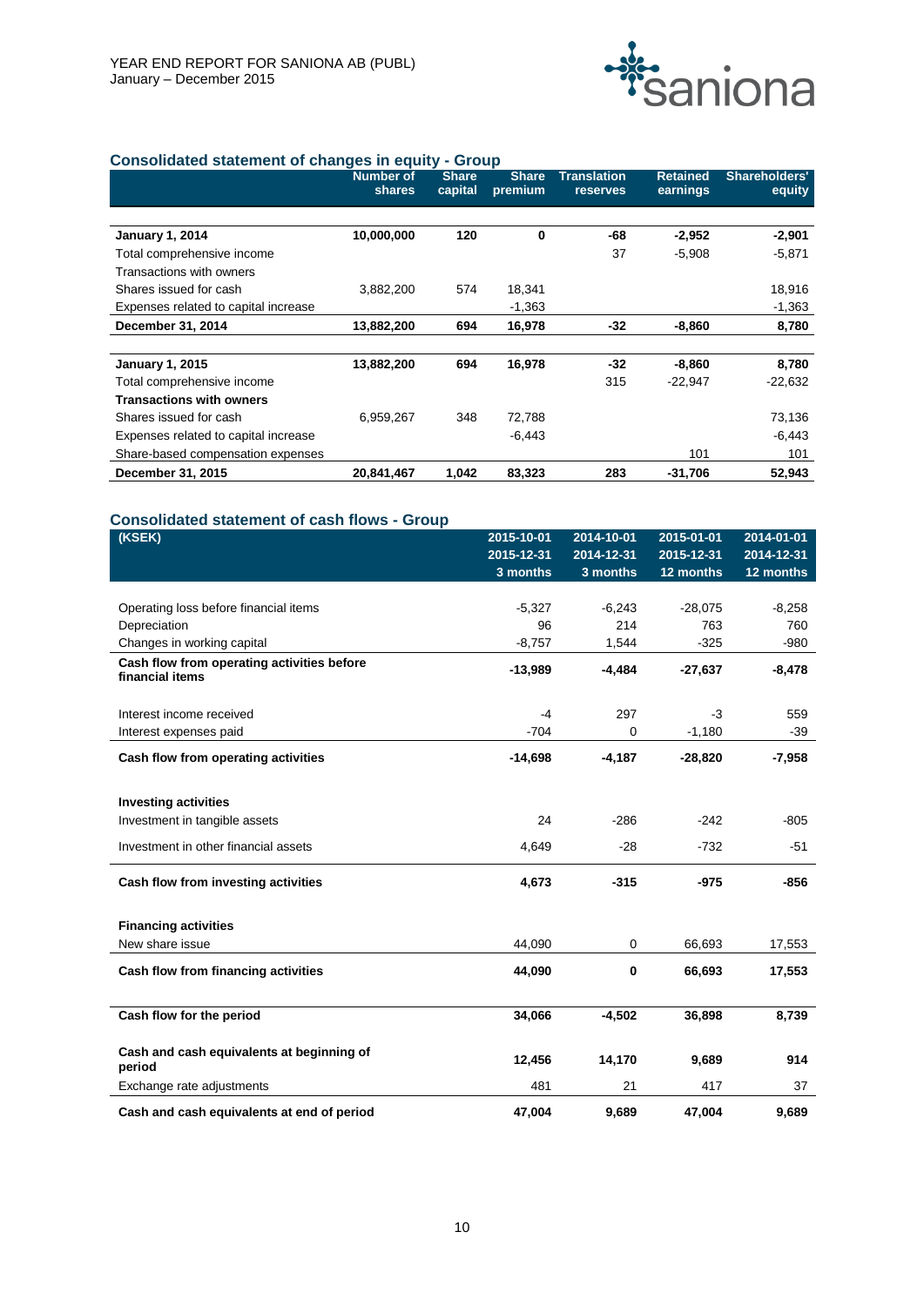## Consolidated statement of changes in equity - Group

| | Number of shares | Share capital | Share premium | Translation reserves | Retained earnings | Shareholders' equity |
|---|---|---|---|---|---|---|
| **January 1, 2014** | **10,000,000** | **120** | **0** | **-68** | **-2,952** | **-2,901** |
| Total comprehensive income | | | | 37 | -5,908 | -5,871 |
| Transactions with owners | | | | | | |
| Shares issued for cash | 3,882,200 | 574 | 18,341 | | | 18,916 |
| Expenses related to capital increase | | | -1,363 | | | -1,363 |
| **December 31, 2014** | **13,882,200** | **694** | **16,978** | **-32** | **-8,860** | **8,780** |
| | | | | | | |
| **January 1, 2015** | **13,882,200** | **694** | **16,978** | **-32** | **-8,860** | **8,780** |
| Total comprehensive income | | | | 315 | -22,947 | -22,632 |
| **Transactions with owners** | | | | | | |
| Shares issued for cash | 6,959,267 | 348 | 72,788 | | | 73,136 |
| Expenses related to capital increase | | | -6,443 | | | -6,443 |
| Share-based compensation expenses | | | | | 101 | 101 |
| **December 31, 2015** | **20,841,467** | **1,042** | **83,323** | **283** | **-31,706** | **52,943** |

## Consolidated statement of cash flows - Group

| (KSEK) | 2015-10-01 2015-12-31 3 months | 2014-10-01 2014-12-31 3 months | 2015-01-01 2015-12-31 12 months | 2014-01-01 2014-12-31 12 months |
|---|---|---|---|---|
| Operating loss before financial items | -5,327 | -6,243 | -28,075 | -8,258 |
| Depreciation | 96 | 214 | 763 | 760 |
| Changes in working capital | -8,757 | 1,544 | -325 | -980 |
| **Cash flow from operating activities before financial items** | **-13,989** | **-4,484** | **-27,637** | **-8,478** |
| Interest income received | -4 | 297 | -3 | 559 |
| Interest expenses paid | -704 | 0 | -1,180 | -39 |
| **Cash flow from operating activities** | **-14,698** | **-4,187** | **-28,820** | **-7,958** |
| **Investing activities** | | | | |
| Investment in tangible assets | 24 | -286 | -242 | -805 |
| Investment in other financial assets | 4,649 | -28 | -732 | -51 |
| **Cash flow from investing activities** | **4,673** | **-315** | **-975** | **-856** |
| **Financing activities** | | | | |
| New share issue | 44,090 | 0 | 66,693 | 17,553 |
| **Cash flow from financing activities** | **44,090** | **0** | **66,693** | **17,553** |
| **Cash flow for the period** | **34,066** | **-4,502** | **36,898** | **8,739** |
| **Cash and cash equivalents at beginning of period** | **12,456** | **14,170** | **9,689** | **914** |
| Exchange rate adjustments | 481 | 21 | 417 | 37 |
| **Cash and cash equivalents at end of period** | **47,004** | **9,689** | **47,004** | **9,689** |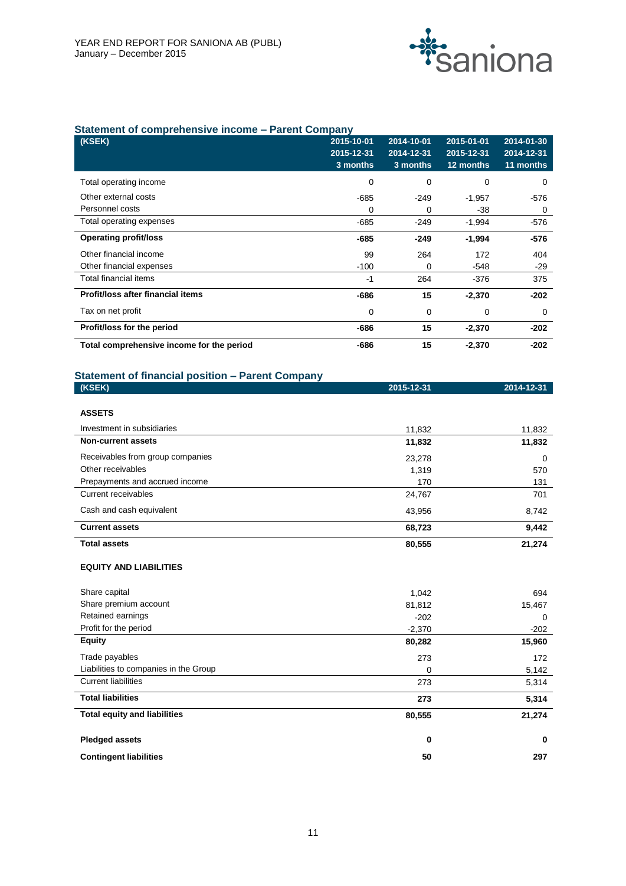## Statement of comprehensive income – Parent Company

| (KSEK) | 2015-10-01<br>2015-12-31<br>3 months | 2014-10-01<br>2014-12-31<br>3 months | 2015-01-01<br>2015-12-31<br>12 months | 2014-01-30<br>2014-12-31<br>11 months |
|---|---|---|---|---|
| Total operating income | 0 | 0 | 0 | 0 |
| Other external costs | -685 | -249 | -1,957 | -576 |
| Personnel costs | 0 | 0 | -38 | 0 |
| Total operating expenses | -685 | -249 | -1,994 | -576 |
| **Operating profit/loss** | **-685** | **-249** | **-1,994** | **-576** |
| Other financial income | 99 | 264 | 172 | 404 |
| Other financial expenses | -100 | 0 | -548 | -29 |
| Total financial items | -1 | 264 | -376 | 375 |
| **Profit/loss after financial items** | **-686** | **15** | **-2,370** | **-202** |
| Tax on net profit | 0 | 0 | 0 | 0 |
| **Profit/loss for the period** | **-686** | **15** | **-2,370** | **-202** |
| **Total comprehensive income for the period** | **-686** | **15** | **-2,370** | **-202** |

## Statement of financial position – Parent Company

| (KSEK) | 2015-12-31 | 2014-12-31 |
|---|---|---|
| **ASSETS** | | |
| Investment in subsidiaries | 11,832 | 11,832 |
| **Non-current assets** | **11,832** | **11,832** |
| Receivables from group companies | 23,278 | 0 |
| Other receivables | 1,319 | 570 |
| Prepayments and accrued income | 170 | 131 |
| Current receivables | 24,767 | 701 |
| Cash and cash equivalent | 43,956 | 8,742 |
| **Current assets** | **68,723** | **9,442** |
| **Total assets** | **80,555** | **21,274** |
| **EQUITY AND LIABILITIES** | | |
| Share capital | 1,042 | 694 |
| Share premium account | 81,812 | 15,467 |
| Retained earnings | -202 | 0 |
| Profit for the period | -2,370 | -202 |
| **Equity** | **80,282** | **15,960** |
| Trade payables | 273 | 172 |
| Liabilities to companies in the Group | 0 | 5,142 |
| Current liabilities | 273 | 5,314 |
| **Total liabilities** | **273** | **5,314** |
| **Total equity and liabilities** | **80,555** | **21,274** |
| **Pledged assets** | **0** | **0** |
| **Contingent liabilities** | **50** | **297** |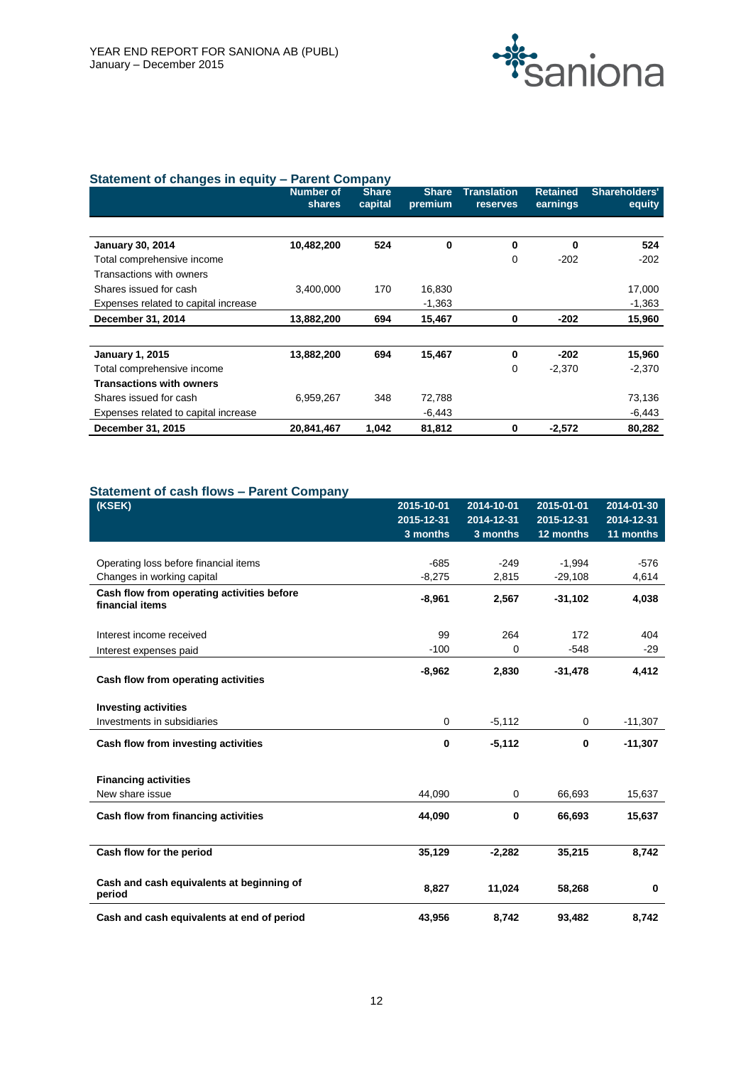## Statement of changes in equity – Parent Company

| | Number of shares | Share capital | Share premium | Translation reserves | Retained earnings | Shareholders' equity |
|---|---|---|---|---|---|---|
| **January 30, 2014** | **10,482,200** | **524** | **0** | **0** | **0** | **524** |
| Total comprehensive income | | | | 0 | -202 | -202 |
| Transactions with owners | | | | | | |
| Shares issued for cash | 3,400,000 | 170 | 16,830 | | | 17,000 |
| Expenses related to capital increase | | | -1,363 | | | -1,363 |
| **December 31, 2014** | **13,882,200** | **694** | **15,467** | **0** | **-202** | **15,960** |
| | | | | | | |
| **January 1, 2015** | **13,882,200** | **694** | **15,467** | **0** | **-202** | **15,960** |
| Total comprehensive income | | | | 0 | -2,370 | -2,370 |
| **Transactions with owners** | | | | | | |
| Shares issued for cash | 6,959,267 | 348 | 72,788 | | | 73,136 |
| Expenses related to capital increase | | | -6,443 | | | -6,443 |
| **December 31, 2015** | **20,841,467** | **1,042** | **81,812** | **0** | **-2,572** | **80,282** |

## Statement of cash flows – Parent Company

| (KSEK) | 2015-10-01<br>2015-12-31<br>3 months | 2014-10-01<br>2014-12-31<br>3 months | 2015-01-01<br>2015-12-31<br>12 months | 2014-01-30<br>2014-12-31<br>11 months |
|---|---|---|---|---|
| Operating loss before financial items | -685 | -249 | -1,994 | -576 |
| Changes in working capital | -8,275 | 2,815 | -29,108 | 4,614 |
| **Cash flow from operating activities before financial items** | **-8,961** | **2,567** | **-31,102** | **4,038** |
| Interest income received | 99 | 264 | 172 | 404 |
| Interest expenses paid | -100 | 0 | -548 | -29 |
| **Cash flow from operating activities** | **-8,962** | **2,830** | **-31,478** | **4,412** |
| **Investing activities** | | | | |
| Investments in subsidiaries | 0 | -5,112 | 0 | -11,307 |
| **Cash flow from investing activities** | **0** | **-5,112** | **0** | **-11,307** |
| **Financing activities** | | | | |
| New share issue | 44,090 | 0 | 66,693 | 15,637 |
| **Cash flow from financing activities** | **44,090** | **0** | **66,693** | **15,637** |
| **Cash flow for the period** | **35,129** | **-2,282** | **35,215** | **8,742** |
| **Cash and cash equivalents at beginning of period** | **8,827** | **11,024** | **58,268** | **0** |
| **Cash and cash equivalents at end of period** | **43,956** | **8,742** | **93,482** | **8,742** |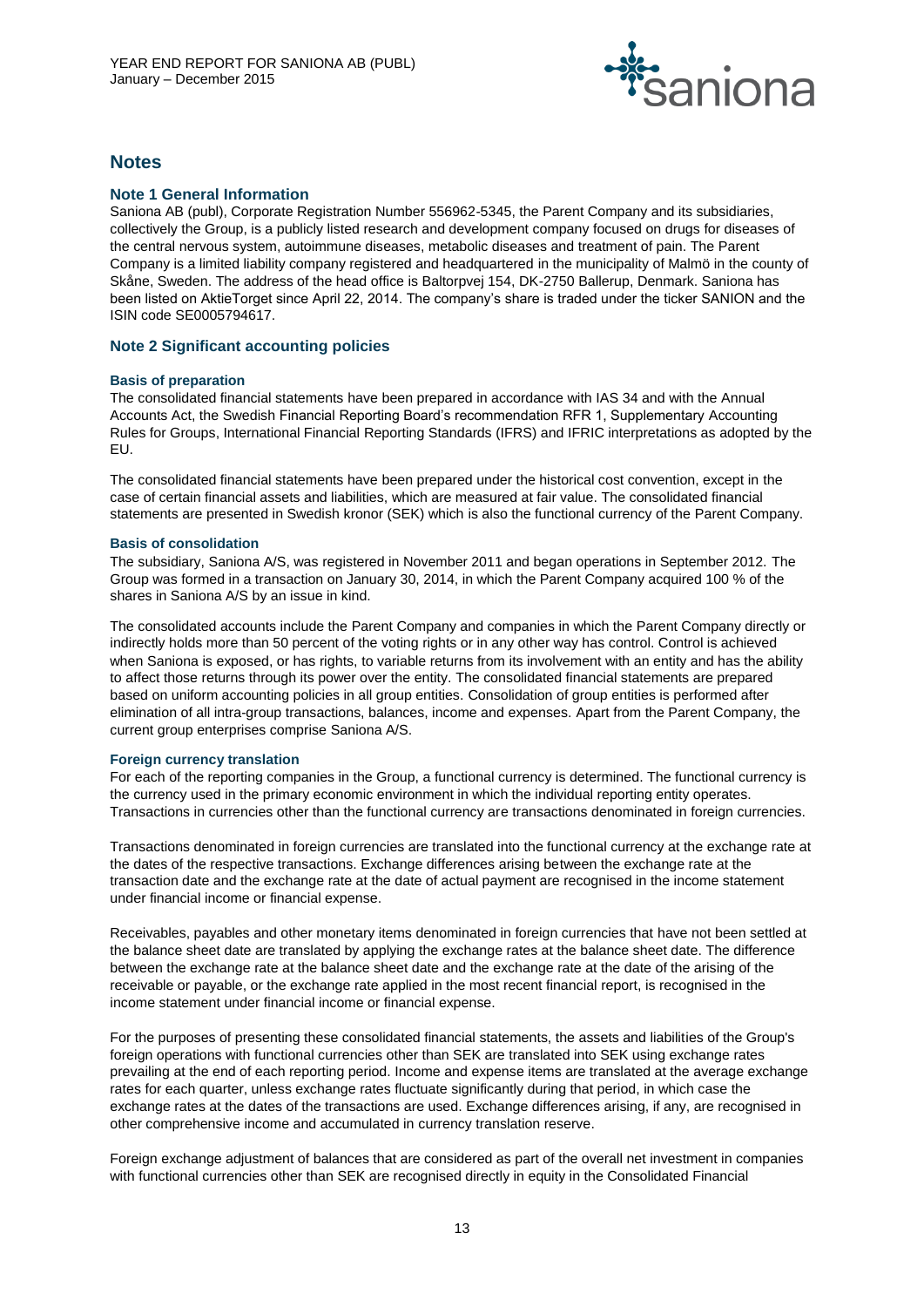# Notes

## Note 1 General Information

Saniona AB (publ), Corporate Registration Number 556962-5345, the Parent Company and its subsidiaries, collectively the Group, is a publicly listed research and development company focused on drugs for diseases of the central nervous system, autoimmune diseases, metabolic diseases and treatment of pain. The Parent Company is a limited liability company registered and headquartered in the municipality of Malmö in the county of Skåne, Sweden. The address of the head office is Baltorpvej 154, DK-2750 Ballerup, Denmark. Saniona has been listed on AktieTorget since April 22, 2014. The company's share is traded under the ticker SANION and the ISIN code SE0005794617.

## Note 2 Significant accounting policies

### Basis of preparation

The consolidated financial statements have been prepared in accordance with IAS 34 and with the Annual Accounts Act, the Swedish Financial Reporting Board's recommendation RFR 1, Supplementary Accounting Rules for Groups, International Financial Reporting Standards (IFRS) and IFRIC interpretations as adopted by the EU.

The consolidated financial statements have been prepared under the historical cost convention, except in the case of certain financial assets and liabilities, which are measured at fair value. The consolidated financial statements are presented in Swedish kronor (SEK) which is also the functional currency of the Parent Company.

### Basis of consolidation

The subsidiary, Saniona A/S, was registered in November 2011 and began operations in September 2012. The Group was formed in a transaction on January 30, 2014, in which the Parent Company acquired 100 % of the shares in Saniona A/S by an issue in kind.

The consolidated accounts include the Parent Company and companies in which the Parent Company directly or indirectly holds more than 50 percent of the voting rights or in any other way has control. Control is achieved when Saniona is exposed, or has rights, to variable returns from its involvement with an entity and has the ability to affect those returns through its power over the entity. The consolidated financial statements are prepared based on uniform accounting policies in all group entities. Consolidation of group entities is performed after elimination of all intra-group transactions, balances, income and expenses. Apart from the Parent Company, the current group enterprises comprise Saniona A/S.

### Foreign currency translation

For each of the reporting companies in the Group, a functional currency is determined. The functional currency is the currency used in the primary economic environment in which the individual reporting entity operates. Transactions in currencies other than the functional currency are transactions denominated in foreign currencies.

Transactions denominated in foreign currencies are translated into the functional currency at the exchange rate at the dates of the respective transactions. Exchange differences arising between the exchange rate at the transaction date and the exchange rate at the date of actual payment are recognised in the income statement under financial income or financial expense.

Receivables, payables and other monetary items denominated in foreign currencies that have not been settled at the balance sheet date are translated by applying the exchange rates at the balance sheet date. The difference between the exchange rate at the balance sheet date and the exchange rate at the date of the arising of the receivable or payable, or the exchange rate applied in the most recent financial report, is recognised in the income statement under financial income or financial expense.

For the purposes of presenting these consolidated financial statements, the assets and liabilities of the Group's foreign operations with functional currencies other than SEK are translated into SEK using exchange rates prevailing at the end of each reporting period. Income and expense items are translated at the average exchange rates for each quarter, unless exchange rates fluctuate significantly during that period, in which case the exchange rates at the dates of the transactions are used. Exchange differences arising, if any, are recognised in other comprehensive income and accumulated in currency translation reserve.

Foreign exchange adjustment of balances that are considered as part of the overall net investment in companies with functional currencies other than SEK are recognised directly in equity in the Consolidated Financial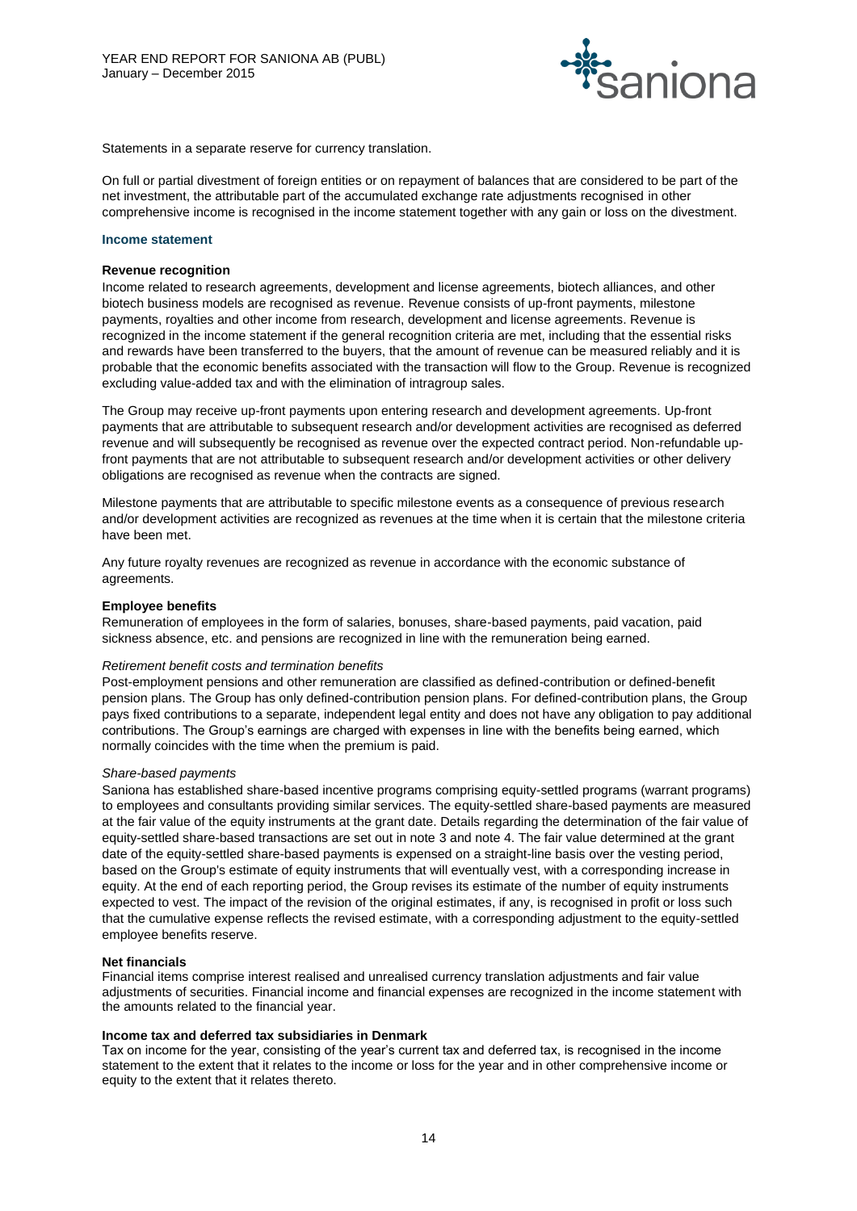Statements in a separate reserve for currency translation.

On full or partial divestment of foreign entities or on repayment of balances that are considered to be part of the net investment, the attributable part of the accumulated exchange rate adjustments recognised in other comprehensive income is recognised in the income statement together with any gain or loss on the divestment.

## Income statement

### Revenue recognition

Income related to research agreements, development and license agreements, biotech alliances, and other biotech business models are recognised as revenue. Revenue consists of up-front payments, milestone payments, royalties and other income from research, development and license agreements. Revenue is recognized in the income statement if the general recognition criteria are met, including that the essential risks and rewards have been transferred to the buyers, that the amount of revenue can be measured reliably and it is probable that the economic benefits associated with the transaction will flow to the Group. Revenue is recognized excluding value-added tax and with the elimination of intragroup sales.

The Group may receive up-front payments upon entering research and development agreements. Up-front payments that are attributable to subsequent research and/or development activities are recognised as deferred revenue and will subsequently be recognised as revenue over the expected contract period. Non-refundable up-front payments that are not attributable to subsequent research and/or development activities or other delivery obligations are recognised as revenue when the contracts are signed.

Milestone payments that are attributable to specific milestone events as a consequence of previous research and/or development activities are recognized as revenues at the time when it is certain that the milestone criteria have been met.

Any future royalty revenues are recognized as revenue in accordance with the economic substance of agreements.

### Employee benefits

Remuneration of employees in the form of salaries, bonuses, share-based payments, paid vacation, paid sickness absence, etc. and pensions are recognized in line with the remuneration being earned.

*Retirement benefit costs and termination benefits*

Post-employment pensions and other remuneration are classified as defined-contribution or defined-benefit pension plans. The Group has only defined-contribution pension plans. For defined-contribution plans, the Group pays fixed contributions to a separate, independent legal entity and does not have any obligation to pay additional contributions. The Group's earnings are charged with expenses in line with the benefits being earned, which normally coincides with the time when the premium is paid.

*Share-based payments*

Saniona has established share-based incentive programs comprising equity-settled programs (warrant programs) to employees and consultants providing similar services. The equity-settled share-based payments are measured at the fair value of the equity instruments at the grant date. Details regarding the determination of the fair value of equity-settled share-based transactions are set out in note 3 and note 4. The fair value determined at the grant date of the equity-settled share-based payments is expensed on a straight-line basis over the vesting period, based on the Group's estimate of equity instruments that will eventually vest, with a corresponding increase in equity. At the end of each reporting period, the Group revises its estimate of the number of equity instruments expected to vest. The impact of the revision of the original estimates, if any, is recognised in profit or loss such that the cumulative expense reflects the revised estimate, with a corresponding adjustment to the equity-settled employee benefits reserve.

### Net financials

Financial items comprise interest realised and unrealised currency translation adjustments and fair value adjustments of securities. Financial income and financial expenses are recognized in the income statement with the amounts related to the financial year.

### Income tax and deferred tax subsidiaries in Denmark

Tax on income for the year, consisting of the year's current tax and deferred tax, is recognised in the income statement to the extent that it relates to the income or loss for the year and in other comprehensive income or equity to the extent that it relates thereto.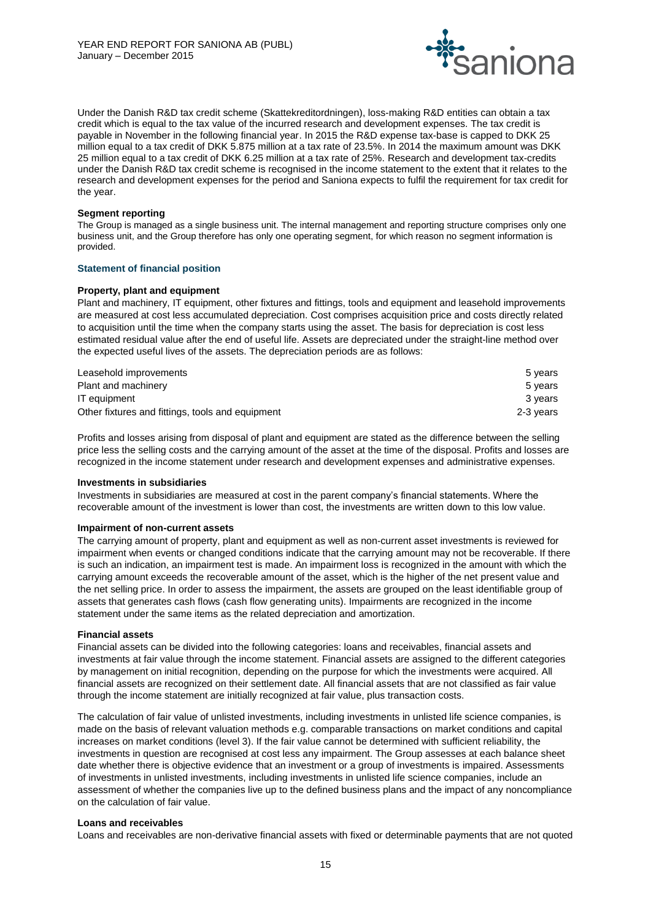Under the Danish R&D tax credit scheme (Skattekreditordningen), loss-making R&D entities can obtain a tax credit which is equal to the tax value of the incurred research and development expenses. The tax credit is payable in November in the following financial year. In 2015 the R&D expense tax-base is capped to DKK 25 million equal to a tax credit of DKK 5.875 million at a tax rate of 23.5%. In 2014 the maximum amount was DKK 25 million equal to a tax credit of DKK 6.25 million at a tax rate of 25%. Research and development tax-credits under the Danish R&D tax credit scheme is recognised in the income statement to the extent that it relates to the research and development expenses for the period and Saniona expects to fulfil the requirement for tax credit for the year.

**Segment reporting**

The Group is managed as a single business unit. The internal management and reporting structure comprises only one business unit, and the Group therefore has only one operating segment, for which reason no segment information is provided.

### Statement of financial position

**Property, plant and equipment**

Plant and machinery, IT equipment, other fixtures and fittings, tools and equipment and leasehold improvements are measured at cost less accumulated depreciation. Cost comprises acquisition price and costs directly related to acquisition until the time when the company starts using the asset. The basis for depreciation is cost less estimated residual value after the end of useful life. Assets are depreciated under the straight-line method over the expected useful lives of the assets. The depreciation periods are as follows:

| | |
|---|---|
| Leasehold improvements | 5 years |
| Plant and machinery | 5 years |
| IT equipment | 3 years |
| Other fixtures and fittings, tools and equipment | 2-3 years |

Profits and losses arising from disposal of plant and equipment are stated as the difference between the selling price less the selling costs and the carrying amount of the asset at the time of the disposal. Profits and losses are recognized in the income statement under research and development expenses and administrative expenses.

**Investments in subsidiaries**

Investments in subsidiaries are measured at cost in the parent company's financial statements. Where the recoverable amount of the investment is lower than cost, the investments are written down to this low value.

**Impairment of non-current assets**

The carrying amount of property, plant and equipment as well as non-current asset investments is reviewed for impairment when events or changed conditions indicate that the carrying amount may not be recoverable. If there is such an indication, an impairment test is made. An impairment loss is recognized in the amount with which the carrying amount exceeds the recoverable amount of the asset, which is the higher of the net present value and the net selling price. In order to assess the impairment, the assets are grouped on the least identifiable group of assets that generates cash flows (cash flow generating units). Impairments are recognized in the income statement under the same items as the related depreciation and amortization.

**Financial assets**

Financial assets can be divided into the following categories: loans and receivables, financial assets and investments at fair value through the income statement. Financial assets are assigned to the different categories by management on initial recognition, depending on the purpose for which the investments were acquired. All financial assets are recognized on their settlement date. All financial assets that are not classified as fair value through the income statement are initially recognized at fair value, plus transaction costs.

The calculation of fair value of unlisted investments, including investments in unlisted life science companies, is made on the basis of relevant valuation methods e.g. comparable transactions on market conditions and capital increases on market conditions (level 3). If the fair value cannot be determined with sufficient reliability, the investments in question are recognised at cost less any impairment. The Group assesses at each balance sheet date whether there is objective evidence that an investment or a group of investments is impaired. Assessments of investments in unlisted investments, including investments in unlisted life science companies, include an assessment of whether the companies live up to the defined business plans and the impact of any noncompliance on the calculation of fair value.

**Loans and receivables**

Loans and receivables are non-derivative financial assets with fixed or determinable payments that are not quoted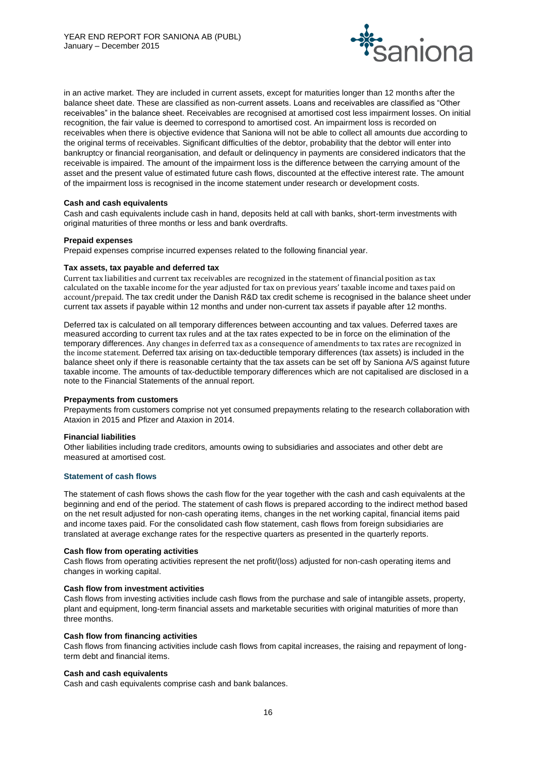in an active market. They are included in current assets, except for maturities longer than 12 months after the balance sheet date. These are classified as non-current assets. Loans and receivables are classified as "Other receivables" in the balance sheet. Receivables are recognised at amortised cost less impairment losses. On initial recognition, the fair value is deemed to correspond to amortised cost. An impairment loss is recorded on receivables when there is objective evidence that Saniona will not be able to collect all amounts due according to the original terms of receivables. Significant difficulties of the debtor, probability that the debtor will enter into bankruptcy or financial reorganisation, and default or delinquency in payments are considered indicators that the receivable is impaired. The amount of the impairment loss is the difference between the carrying amount of the asset and the present value of estimated future cash flows, discounted at the effective interest rate. The amount of the impairment loss is recognised in the income statement under research or development costs.

**Cash and cash equivalents**

Cash and cash equivalents include cash in hand, deposits held at call with banks, short-term investments with original maturities of three months or less and bank overdrafts.

**Prepaid expenses**

Prepaid expenses comprise incurred expenses related to the following financial year.

**Tax assets, tax payable and deferred tax**

Current tax liabilities and current tax receivables are recognized in the statement of financial position as tax calculated on the taxable income for the year adjusted for tax on previous years' taxable income and taxes paid on account/prepaid. The tax credit under the Danish R&D tax credit scheme is recognised in the balance sheet under current tax assets if payable within 12 months and under non-current tax assets if payable after 12 months.

Deferred tax is calculated on all temporary differences between accounting and tax values. Deferred taxes are measured according to current tax rules and at the tax rates expected to be in force on the elimination of the temporary differences. Any changes in deferred tax as a consequence of amendments to tax rates are recognized in the income statement. Deferred tax arising on tax-deductible temporary differences (tax assets) is included in the balance sheet only if there is reasonable certainty that the tax assets can be set off by Saniona A/S against future taxable income. The amounts of tax-deductible temporary differences which are not capitalised are disclosed in a note to the Financial Statements of the annual report.

**Prepayments from customers**

Prepayments from customers comprise not yet consumed prepayments relating to the research collaboration with Ataxion in 2015 and Pfizer and Ataxion in 2014.

**Financial liabilities**

Other liabilities including trade creditors, amounts owing to subsidiaries and associates and other debt are measured at amortised cost.

## Statement of cash flows

The statement of cash flows shows the cash flow for the year together with the cash and cash equivalents at the beginning and end of the period. The statement of cash flows is prepared according to the indirect method based on the net result adjusted for non-cash operating items, changes in the net working capital, financial items paid and income taxes paid. For the consolidated cash flow statement, cash flows from foreign subsidiaries are translated at average exchange rates for the respective quarters as presented in the quarterly reports.

**Cash flow from operating activities**

Cash flows from operating activities represent the net profit/(loss) adjusted for non-cash operating items and changes in working capital.

**Cash flow from investment activities**

Cash flows from investing activities include cash flows from the purchase and sale of intangible assets, property, plant and equipment, long-term financial assets and marketable securities with original maturities of more than three months.

**Cash flow from financing activities**

Cash flows from financing activities include cash flows from capital increases, the raising and repayment of long-term debt and financial items.

**Cash and cash equivalents**

Cash and cash equivalents comprise cash and bank balances.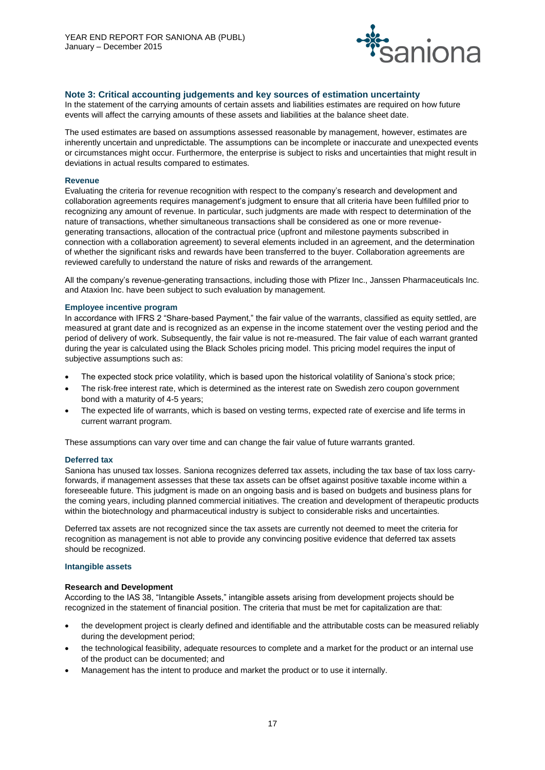## Note 3: Critical accounting judgements and key sources of estimation uncertainty

In the statement of the carrying amounts of certain assets and liabilities estimates are required on how future events will affect the carrying amounts of these assets and liabilities at the balance sheet date.

The used estimates are based on assumptions assessed reasonable by management, however, estimates are inherently uncertain and unpredictable. The assumptions can be incomplete or inaccurate and unexpected events or circumstances might occur. Furthermore, the enterprise is subject to risks and uncertainties that might result in deviations in actual results compared to estimates.

### Revenue

Evaluating the criteria for revenue recognition with respect to the company's research and development and collaboration agreements requires management's judgment to ensure that all criteria have been fulfilled prior to recognizing any amount of revenue. In particular, such judgments are made with respect to determination of the nature of transactions, whether simultaneous transactions shall be considered as one or more revenue-generating transactions, allocation of the contractual price (upfront and milestone payments subscribed in connection with a collaboration agreement) to several elements included in an agreement, and the determination of whether the significant risks and rewards have been transferred to the buyer. Collaboration agreements are reviewed carefully to understand the nature of risks and rewards of the arrangement.

All the company's revenue-generating transactions, including those with Pfizer Inc., Janssen Pharmaceuticals Inc. and Ataxion Inc. have been subject to such evaluation by management.

### Employee incentive program

In accordance with IFRS 2 "Share-based Payment," the fair value of the warrants, classified as equity settled, are measured at grant date and is recognized as an expense in the income statement over the vesting period and the period of delivery of work. Subsequently, the fair value is not re-measured. The fair value of each warrant granted during the year is calculated using the Black Scholes pricing model. This pricing model requires the input of subjective assumptions such as:

- The expected stock price volatility, which is based upon the historical volatility of Saniona's stock price;
- The risk-free interest rate, which is determined as the interest rate on Swedish zero coupon government bond with a maturity of 4-5 years;
- The expected life of warrants, which is based on vesting terms, expected rate of exercise and life terms in current warrant program.

These assumptions can vary over time and can change the fair value of future warrants granted.

### Deferred tax

Saniona has unused tax losses. Saniona recognizes deferred tax assets, including the tax base of tax loss carry-forwards, if management assesses that these tax assets can be offset against positive taxable income within a foreseeable future. This judgment is made on an ongoing basis and is based on budgets and business plans for the coming years, including planned commercial initiatives. The creation and development of therapeutic products within the biotechnology and pharmaceutical industry is subject to considerable risks and uncertainties.

Deferred tax assets are not recognized since the tax assets are currently not deemed to meet the criteria for recognition as management is not able to provide any convincing positive evidence that deferred tax assets should be recognized.

### Intangible assets

#### Research and Development

According to the IAS 38, "Intangible Assets," intangible assets arising from development projects should be recognized in the statement of financial position. The criteria that must be met for capitalization are that:

- the development project is clearly defined and identifiable and the attributable costs can be measured reliably during the development period;
- the technological feasibility, adequate resources to complete and a market for the product or an internal use of the product can be documented; and
- Management has the intent to produce and market the product or to use it internally.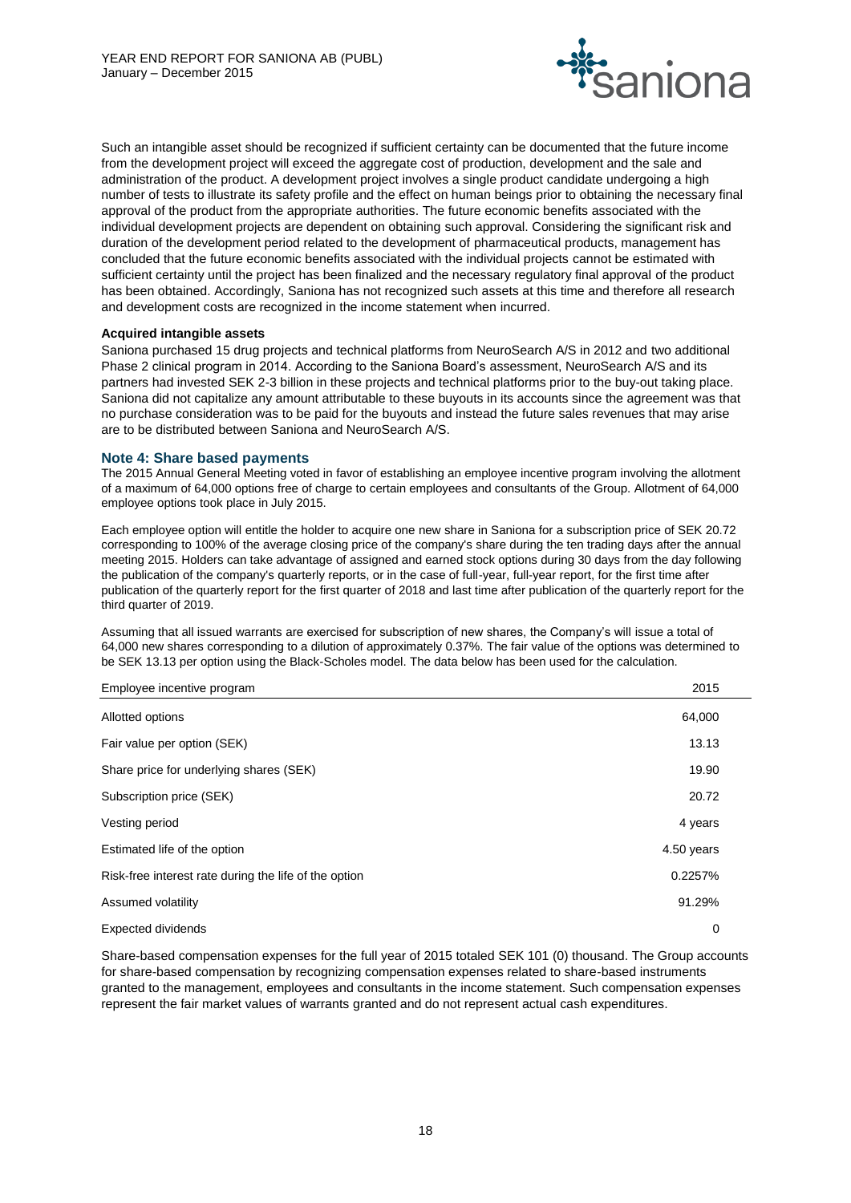Such an intangible asset should be recognized if sufficient certainty can be documented that the future income from the development project will exceed the aggregate cost of production, development and the sale and administration of the product. A development project involves a single product candidate undergoing a high number of tests to illustrate its safety profile and the effect on human beings prior to obtaining the necessary final approval of the product from the appropriate authorities. The future economic benefits associated with the individual development projects are dependent on obtaining such approval. Considering the significant risk and duration of the development period related to the development of pharmaceutical products, management has concluded that the future economic benefits associated with the individual projects cannot be estimated with sufficient certainty until the project has been finalized and the necessary regulatory final approval of the product has been obtained. Accordingly, Saniona has not recognized such assets at this time and therefore all research and development costs are recognized in the income statement when incurred.

**Acquired intangible assets**

Saniona purchased 15 drug projects and technical platforms from NeuroSearch A/S in 2012 and two additional Phase 2 clinical program in 2014. According to the Saniona Board's assessment, NeuroSearch A/S and its partners had invested SEK 2-3 billion in these projects and technical platforms prior to the buy-out taking place. Saniona did not capitalize any amount attributable to these buyouts in its accounts since the agreement was that no purchase consideration was to be paid for the buyouts and instead the future sales revenues that may arise are to be distributed between Saniona and NeuroSearch A/S.

## Note 4: Share based payments

The 2015 Annual General Meeting voted in favor of establishing an employee incentive program involving the allotment of a maximum of 64,000 options free of charge to certain employees and consultants of the Group. Allotment of 64,000 employee options took place in July 2015.

Each employee option will entitle the holder to acquire one new share in Saniona for a subscription price of SEK 20.72 corresponding to 100% of the average closing price of the company's share during the ten trading days after the annual meeting 2015. Holders can take advantage of assigned and earned stock options during 30 days from the day following the publication of the company's quarterly reports, or in the case of full-year, full-year report, for the first time after publication of the quarterly report for the first quarter of 2018 and last time after publication of the quarterly report for the third quarter of 2019.

Assuming that all issued warrants are exercised for subscription of new shares, the Company's will issue a total of 64,000 new shares corresponding to a dilution of approximately 0.37%. The fair value of the options was determined to be SEK 13.13 per option using the Black-Scholes model. The data below has been used for the calculation.

| Employee incentive program | 2015 |
|---|---|
| Allotted options | 64,000 |
| Fair value per option (SEK) | 13.13 |
| Share price for underlying shares (SEK) | 19.90 |
| Subscription price (SEK) | 20.72 |
| Vesting period | 4 years |
| Estimated life of the option | 4.50 years |
| Risk-free interest rate during the life of the option | 0.2257% |
| Assumed volatility | 91.29% |
| Expected dividends | 0 |

Share-based compensation expenses for the full year of 2015 totaled SEK 101 (0) thousand. The Group accounts for share-based compensation by recognizing compensation expenses related to share-based instruments granted to the management, employees and consultants in the income statement. Such compensation expenses represent the fair market values of warrants granted and do not represent actual cash expenditures.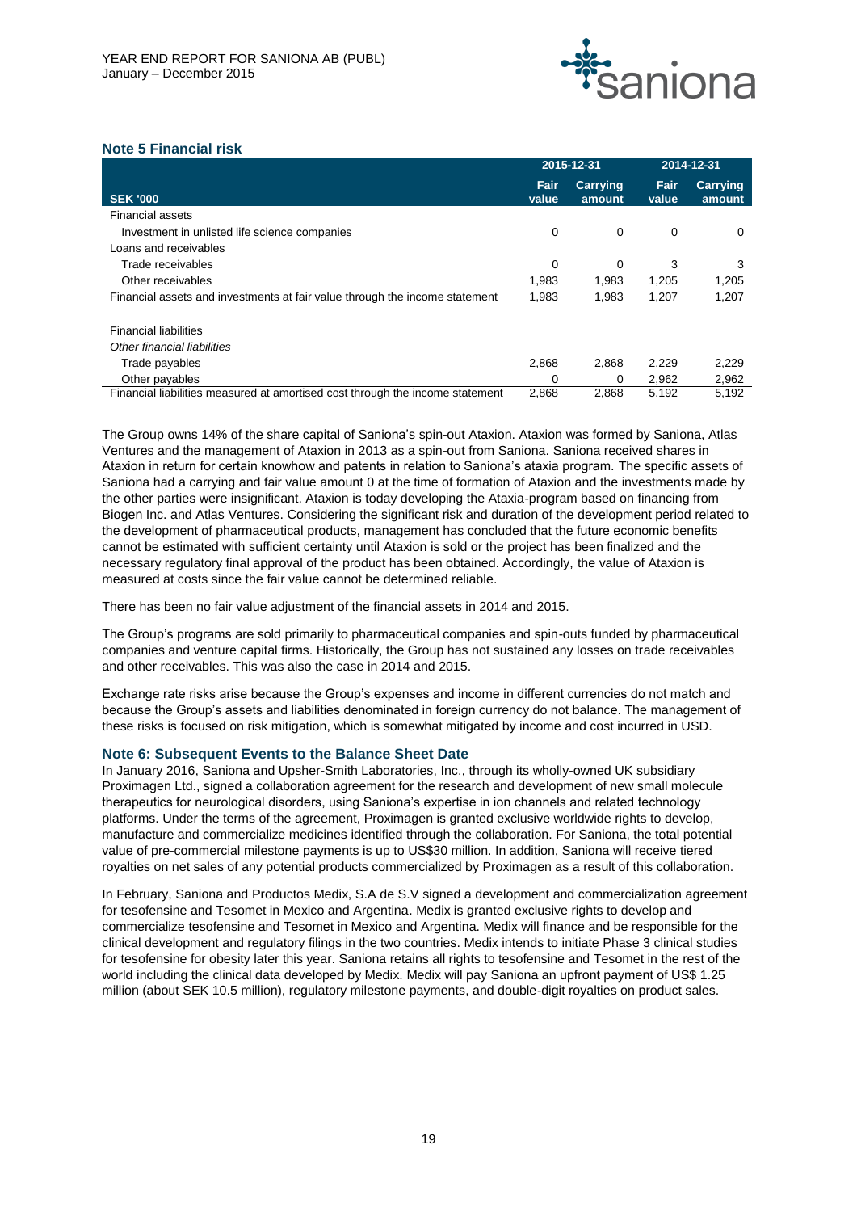## Note 5 Financial risk

| SEK '000 | 2015-12-31 Fair value | 2015-12-31 Carrying amount | 2014-12-31 Fair value | 2014-12-31 Carrying amount |
|---|---|---|---|---|
| Financial assets | | | | |
| Investment in unlisted life science companies | 0 | 0 | 0 | 0 |
| Loans and receivables | | | | |
| Trade receivables | 0 | 0 | 3 | 3 |
| Other receivables | 1,983 | 1,983 | 1,205 | 1,205 |
| Financial assets and investments at fair value through the income statement | 1,983 | 1,983 | 1,207 | 1,207 |
| | | | | |
| Financial liabilities | | | | |
| *Other financial liabilities* | | | | |
| Trade payables | 2,868 | 2,868 | 2,229 | 2,229 |
| Other payables | 0 | 0 | 2,962 | 2,962 |
| Financial liabilities measured at amortised cost through the income statement | 2,868 | 2,868 | 5,192 | 5,192 |

The Group owns 14% of the share capital of Saniona's spin-out Ataxion. Ataxion was formed by Saniona, Atlas Ventures and the management of Ataxion in 2013 as a spin-out from Saniona. Saniona received shares in Ataxion in return for certain knowhow and patents in relation to Saniona's ataxia program. The specific assets of Saniona had a carrying and fair value amount 0 at the time of formation of Ataxion and the investments made by the other parties were insignificant. Ataxion is today developing the Ataxia-program based on financing from Biogen Inc. and Atlas Ventures. Considering the significant risk and duration of the development period related to the development of pharmaceutical products, management has concluded that the future economic benefits cannot be estimated with sufficient certainty until Ataxion is sold or the project has been finalized and the necessary regulatory final approval of the product has been obtained. Accordingly, the value of Ataxion is measured at costs since the fair value cannot be determined reliable.

There has been no fair value adjustment of the financial assets in 2014 and 2015.

The Group's programs are sold primarily to pharmaceutical companies and spin-outs funded by pharmaceutical companies and venture capital firms. Historically, the Group has not sustained any losses on trade receivables and other receivables. This was also the case in 2014 and 2015.

Exchange rate risks arise because the Group's expenses and income in different currencies do not match and because the Group's assets and liabilities denominated in foreign currency do not balance. The management of these risks is focused on risk mitigation, which is somewhat mitigated by income and cost incurred in USD.

## Note 6: Subsequent Events to the Balance Sheet Date

In January 2016, Saniona and Upsher-Smith Laboratories, Inc., through its wholly-owned UK subsidiary Proximagen Ltd., signed a collaboration agreement for the research and development of new small molecule therapeutics for neurological disorders, using Saniona's expertise in ion channels and related technology platforms. Under the terms of the agreement, Proximagen is granted exclusive worldwide rights to develop, manufacture and commercialize medicines identified through the collaboration. For Saniona, the total potential value of pre-commercial milestone payments is up to US$30 million. In addition, Saniona will receive tiered royalties on net sales of any potential products commercialized by Proximagen as a result of this collaboration.

In February, Saniona and Productos Medix, S.A de S.V signed a development and commercialization agreement for tesofensine and Tesomet in Mexico and Argentina. Medix is granted exclusive rights to develop and commercialize tesofensine and Tesomet in Mexico and Argentina. Medix will finance and be responsible for the clinical development and regulatory filings in the two countries. Medix intends to initiate Phase 3 clinical studies for tesofensine for obesity later this year. Saniona retains all rights to tesofensine and Tesomet in the rest of the world including the clinical data developed by Medix. Medix will pay Saniona an upfront payment of US$ 1.25 million (about SEK 10.5 million), regulatory milestone payments, and double-digit royalties on product sales.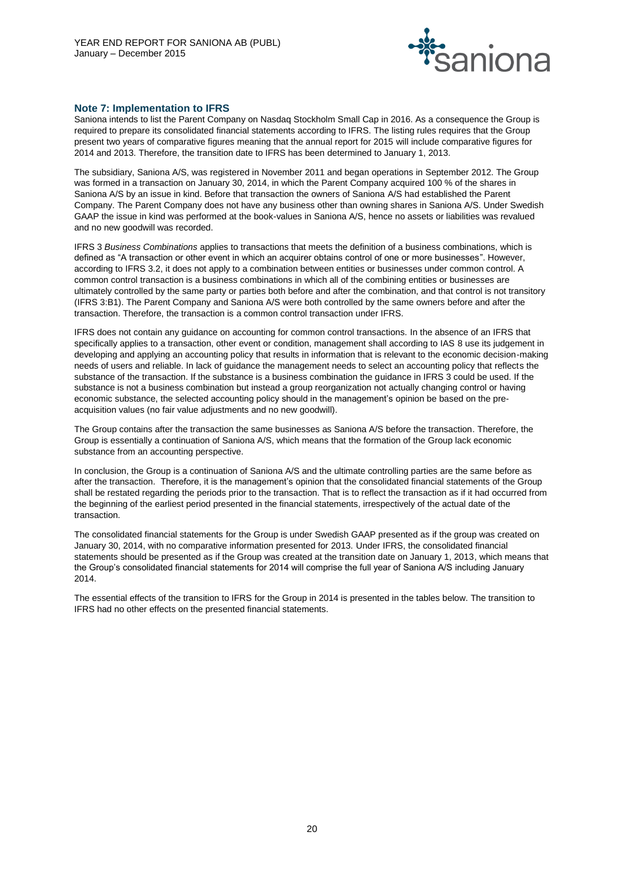## Note 7: Implementation to IFRS

Saniona intends to list the Parent Company on Nasdaq Stockholm Small Cap in 2016. As a consequence the Group is required to prepare its consolidated financial statements according to IFRS. The listing rules requires that the Group present two years of comparative figures meaning that the annual report for 2015 will include comparative figures for 2014 and 2013. Therefore, the transition date to IFRS has been determined to January 1, 2013.

The subsidiary, Saniona A/S, was registered in November 2011 and began operations in September 2012. The Group was formed in a transaction on January 30, 2014, in which the Parent Company acquired 100 % of the shares in Saniona A/S by an issue in kind. Before that transaction the owners of Saniona A/S had established the Parent Company. The Parent Company does not have any business other than owning shares in Saniona A/S. Under Swedish GAAP the issue in kind was performed at the book-values in Saniona A/S, hence no assets or liabilities was revalued and no new goodwill was recorded.

IFRS 3 *Business Combinations* applies to transactions that meets the definition of a business combinations, which is defined as "A transaction or other event in which an acquirer obtains control of one or more businesses". However, according to IFRS 3.2, it does not apply to a combination between entities or businesses under common control. A common control transaction is a business combinations in which all of the combining entities or businesses are ultimately controlled by the same party or parties both before and after the combination, and that control is not transitory (IFRS 3:B1). The Parent Company and Saniona A/S were both controlled by the same owners before and after the transaction. Therefore, the transaction is a common control transaction under IFRS.

IFRS does not contain any guidance on accounting for common control transactions. In the absence of an IFRS that specifically applies to a transaction, other event or condition, management shall according to IAS 8 use its judgement in developing and applying an accounting policy that results in information that is relevant to the economic decision-making needs of users and reliable. In lack of guidance the management needs to select an accounting policy that reflects the substance of the transaction. If the substance is a business combination the guidance in IFRS 3 could be used. If the substance is not a business combination but instead a group reorganization not actually changing control or having economic substance, the selected accounting policy should in the management's opinion be based on the pre-acquisition values (no fair value adjustments and no new goodwill).

The Group contains after the transaction the same businesses as Saniona A/S before the transaction. Therefore, the Group is essentially a continuation of Saniona A/S, which means that the formation of the Group lack economic substance from an accounting perspective.

In conclusion, the Group is a continuation of Saniona A/S and the ultimate controlling parties are the same before as after the transaction. Therefore, it is the management's opinion that the consolidated financial statements of the Group shall be restated regarding the periods prior to the transaction. That is to reflect the transaction as if it had occurred from the beginning of the earliest period presented in the financial statements, irrespectively of the actual date of the transaction.

The consolidated financial statements for the Group is under Swedish GAAP presented as if the group was created on January 30, 2014, with no comparative information presented for 2013. Under IFRS, the consolidated financial statements should be presented as if the Group was created at the transition date on January 1, 2013, which means that the Group's consolidated financial statements for 2014 will comprise the full year of Saniona A/S including January 2014.

The essential effects of the transition to IFRS for the Group in 2014 is presented in the tables below. The transition to IFRS had no other effects on the presented financial statements.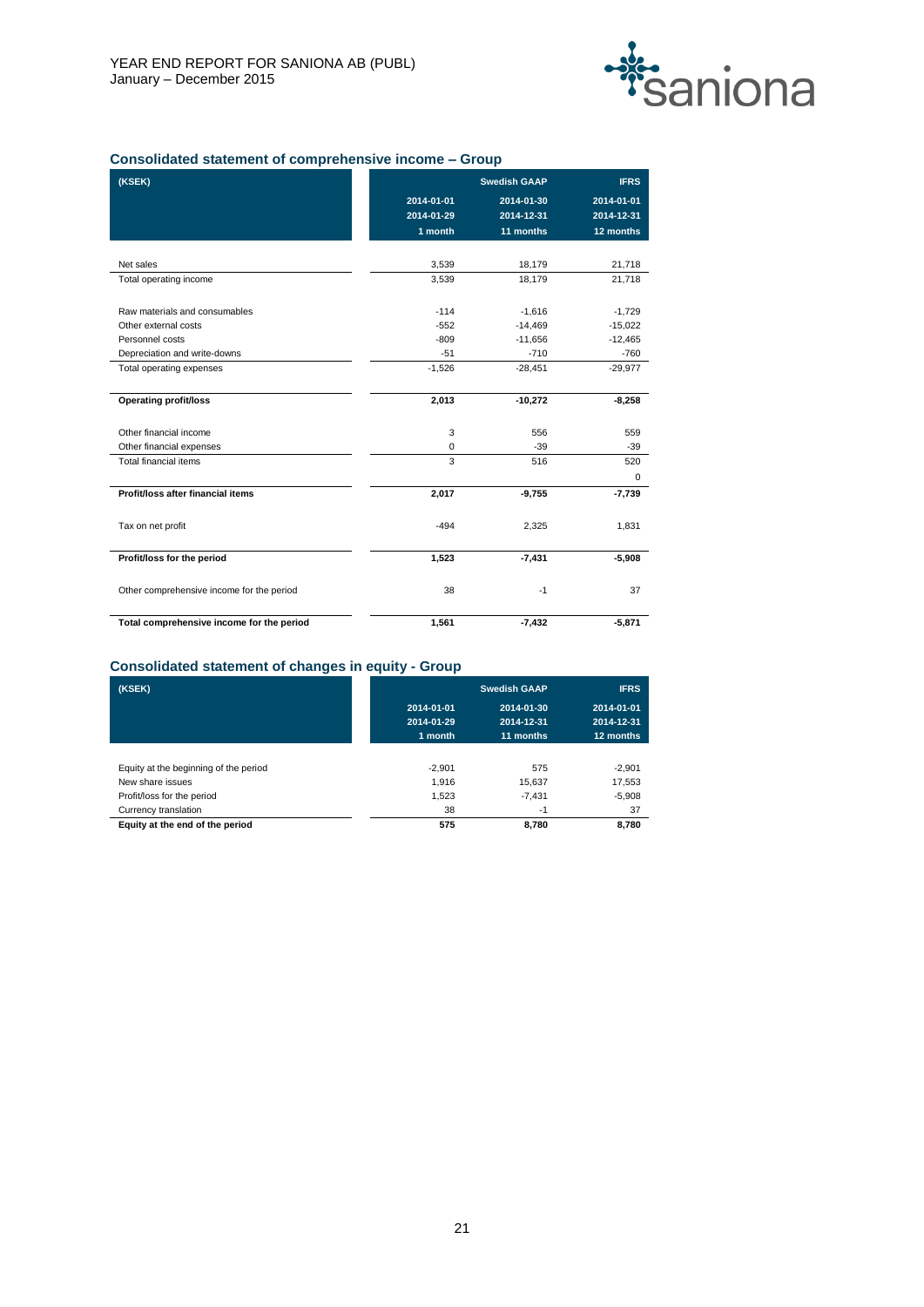## Consolidated statement of comprehensive income – Group

| (KSEK) | | Swedish GAAP | IFRS |
|---|---|---|---|
| | 2014-01-01<br>2014-01-29<br>1 month | 2014-01-30<br>2014-12-31<br>11 months | 2014-01-01<br>2014-12-31<br>12 months |
| Net sales | 3,539 | 18,179 | 21,718 |
| Total operating income | 3,539 | 18,179 | 21,718 |
| Raw materials and consumables | -114 | -1,616 | -1,729 |
| Other external costs | -552 | -14,469 | -15,022 |
| Personnel costs | -809 | -11,656 | -12,465 |
| Depreciation and write-downs | -51 | -710 | -760 |
| Total operating expenses | -1,526 | -28,451 | -29,977 |
| **Operating profit/loss** | **2,013** | **-10,272** | **-8,258** |
| Other financial income | 3 | 556 | 559 |
| Other financial expenses | 0 | -39 | -39 |
| Total financial items | 3 | 516 | 520 |
| | | | 0 |
| **Profit/loss after financial items** | **2,017** | **-9,755** | **-7,739** |
| Tax on net profit | -494 | 2,325 | 1,831 |
| **Profit/loss for the period** | **1,523** | **-7,431** | **-5,908** |
| Other comprehensive income for the period | 38 | -1 | 37 |
| **Total comprehensive income for the period** | **1,561** | **-7,432** | **-5,871** |

## Consolidated statement of changes in equity - Group

| (KSEK) | | Swedish GAAP | IFRS |
|---|---|---|---|
| | 2014-01-01<br>2014-01-29<br>1 month | 2014-01-30<br>2014-12-31<br>11 months | 2014-01-01<br>2014-12-31<br>12 months |
| Equity at the beginning of the period | -2,901 | 575 | -2,901 |
| New share issues | 1,916 | 15,637 | 17,553 |
| Profit/loss for the period | 1,523 | -7,431 | -5,908 |
| Currency translation | 38 | -1 | 37 |
| **Equity at the end of the period** | **575** | **8,780** | **8,780** |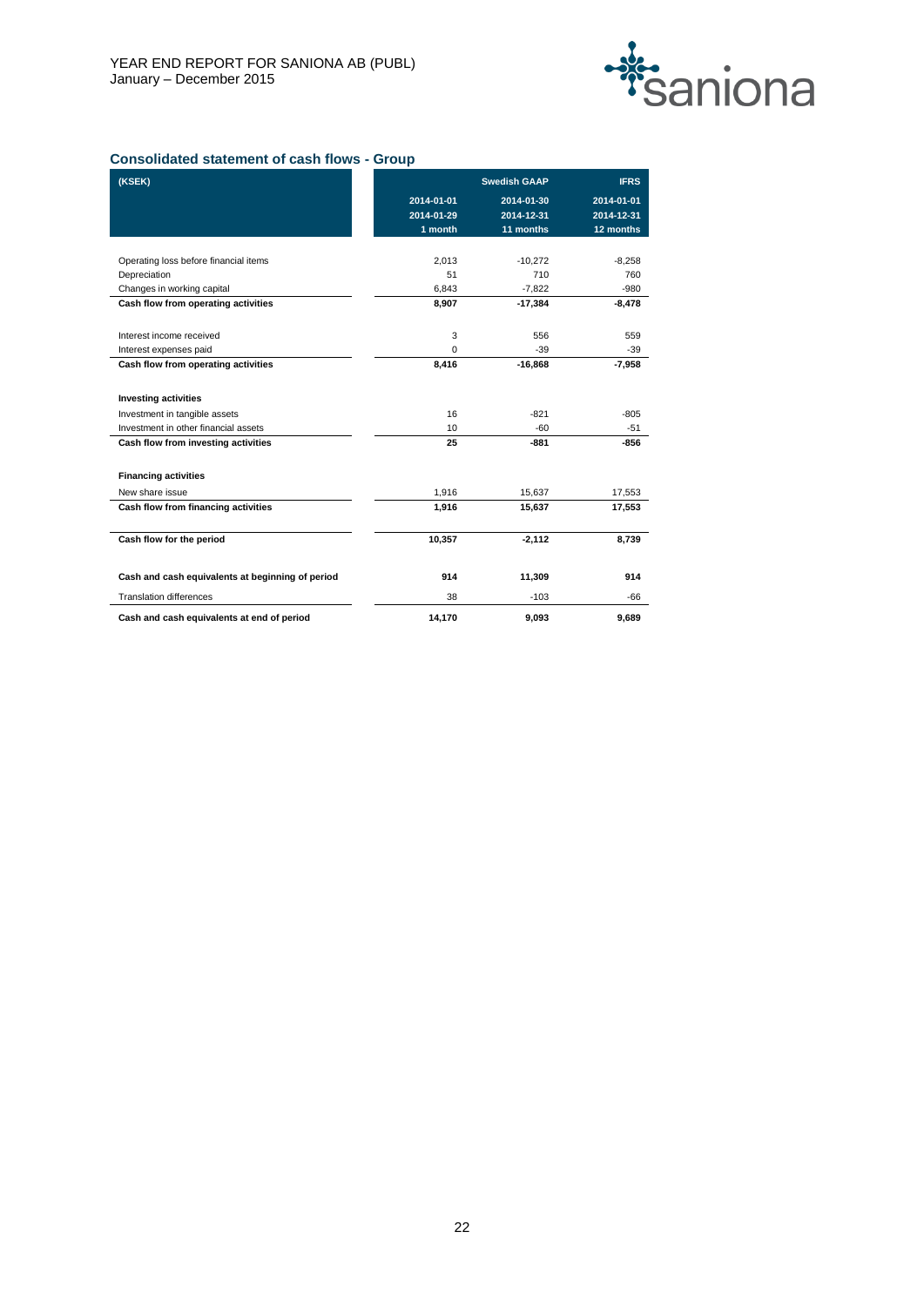## Consolidated statement of cash flows - Group

| (KSEK) | Swedish GAAP | | IFRS |
|---|---|---|---|
| | 2014-01-01 | 2014-01-30 | 2014-01-01 |
| | 2014-01-29 | 2014-12-31 | 2014-12-31 |
| | 1 month | 11 months | 12 months |
| Operating loss before financial items | 2,013 | -10,272 | -8,258 |
| Depreciation | 51 | 710 | 760 |
| Changes in working capital | 6,843 | -7,822 | -980 |
| **Cash flow from operating activities** | **8,907** | **-17,384** | **-8,478** |
| Interest income received | 3 | 556 | 559 |
| Interest expenses paid | 0 | -39 | -39 |
| **Cash flow from operating activities** | **8,416** | **-16,868** | **-7,958** |
| **Investing activities** | | | |
| Investment in tangible assets | 16 | -821 | -805 |
| Investment in other financial assets | 10 | -60 | -51 |
| **Cash flow from investing activities** | **25** | **-881** | **-856** |
| **Financing activities** | | | |
| New share issue | 1,916 | 15,637 | 17,553 |
| **Cash flow from financing activities** | **1,916** | **15,637** | **17,553** |
| **Cash flow for the period** | **10,357** | **-2,112** | **8,739** |
| **Cash and cash equivalents at beginning of period** | **914** | **11,309** | **914** |
| Translation differences | 38 | -103 | -66 |
| **Cash and cash equivalents at end of period** | **14,170** | **9,093** | **9,689** |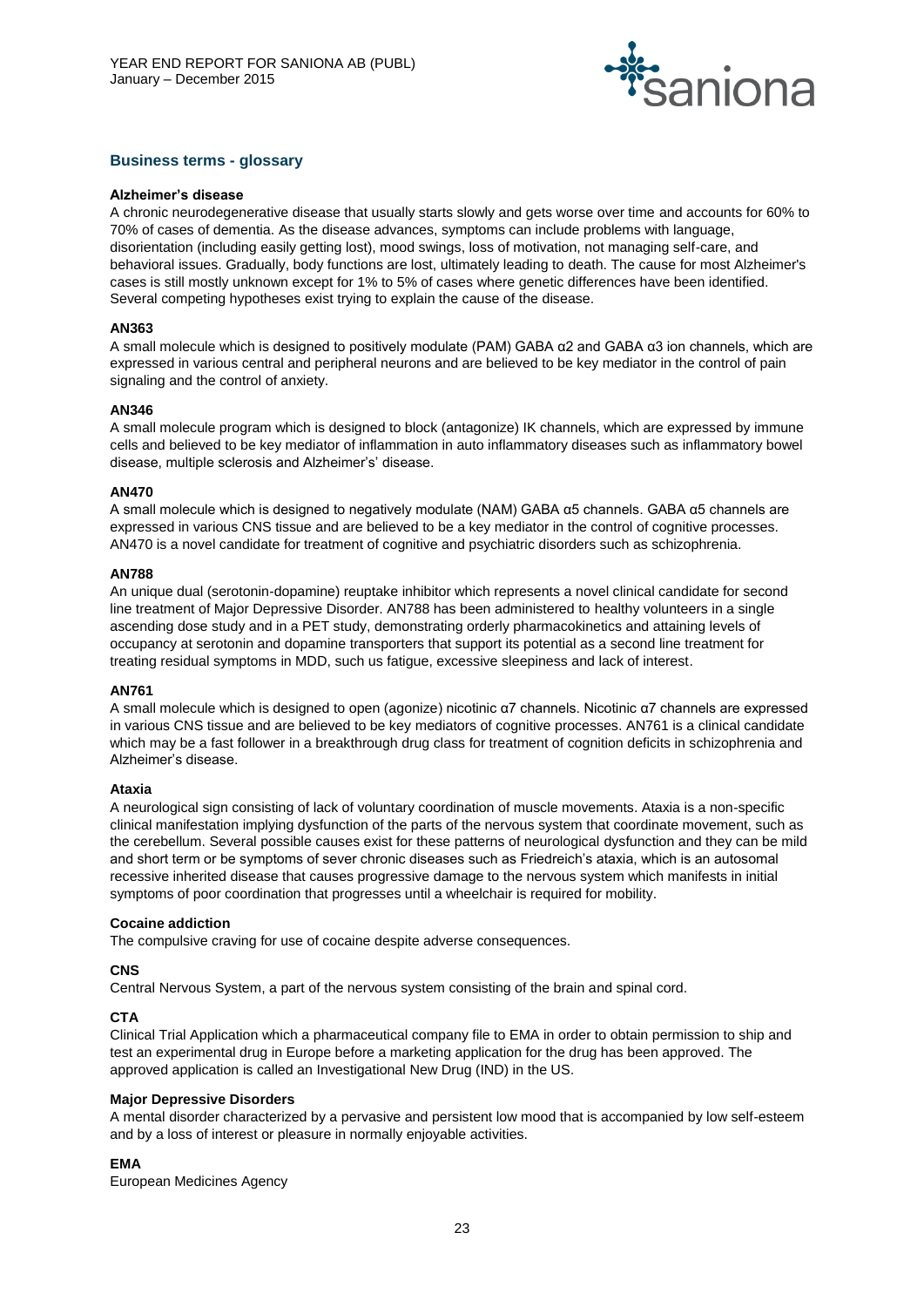## Business terms - glossary

**Alzheimer's disease**

A chronic neurodegenerative disease that usually starts slowly and gets worse over time and accounts for 60% to 70% of cases of dementia. As the disease advances, symptoms can include problems with language, disorientation (including easily getting lost), mood swings, loss of motivation, not managing self-care, and behavioral issues. Gradually, body functions are lost, ultimately leading to death. The cause for most Alzheimer's cases is still mostly unknown except for 1% to 5% of cases where genetic differences have been identified. Several competing hypotheses exist trying to explain the cause of the disease.

**AN363**

A small molecule which is designed to positively modulate (PAM) GABA α2 and GABA α3 ion channels, which are expressed in various central and peripheral neurons and are believed to be key mediator in the control of pain signaling and the control of anxiety.

**AN346**

A small molecule program which is designed to block (antagonize) IK channels, which are expressed by immune cells and believed to be key mediator of inflammation in auto inflammatory diseases such as inflammatory bowel disease, multiple sclerosis and Alzheimer's' disease.

**AN470**

A small molecule which is designed to negatively modulate (NAM) GABA α5 channels. GABA α5 channels are expressed in various CNS tissue and are believed to be a key mediator in the control of cognitive processes. AN470 is a novel candidate for treatment of cognitive and psychiatric disorders such as schizophrenia.

**AN788**

An unique dual (serotonin-dopamine) reuptake inhibitor which represents a novel clinical candidate for second line treatment of Major Depressive Disorder. AN788 has been administered to healthy volunteers in a single ascending dose study and in a PET study, demonstrating orderly pharmacokinetics and attaining levels of occupancy at serotonin and dopamine transporters that support its potential as a second line treatment for treating residual symptoms in MDD, such us fatigue, excessive sleepiness and lack of interest.

**AN761**

A small molecule which is designed to open (agonize) nicotinic α7 channels. Nicotinic α7 channels are expressed in various CNS tissue and are believed to be key mediators of cognitive processes. AN761 is a clinical candidate which may be a fast follower in a breakthrough drug class for treatment of cognition deficits in schizophrenia and Alzheimer's disease.

**Ataxia**

A neurological sign consisting of lack of voluntary coordination of muscle movements. Ataxia is a non-specific clinical manifestation implying dysfunction of the parts of the nervous system that coordinate movement, such as the cerebellum. Several possible causes exist for these patterns of neurological dysfunction and they can be mild and short term or be symptoms of sever chronic diseases such as Friedreich's ataxia, which is an autosomal recessive inherited disease that causes progressive damage to the nervous system which manifests in initial symptoms of poor coordination that progresses until a wheelchair is required for mobility.

**Cocaine addiction**

The compulsive craving for use of cocaine despite adverse consequences.

**CNS**

Central Nervous System, a part of the nervous system consisting of the brain and spinal cord.

**CTA**

Clinical Trial Application which a pharmaceutical company file to EMA in order to obtain permission to ship and test an experimental drug in Europe before a marketing application for the drug has been approved. The approved application is called an Investigational New Drug (IND) in the US.

**Major Depressive Disorders**

A mental disorder characterized by a pervasive and persistent low mood that is accompanied by low self-esteem and by a loss of interest or pleasure in normally enjoyable activities.

**EMA**

European Medicines Agency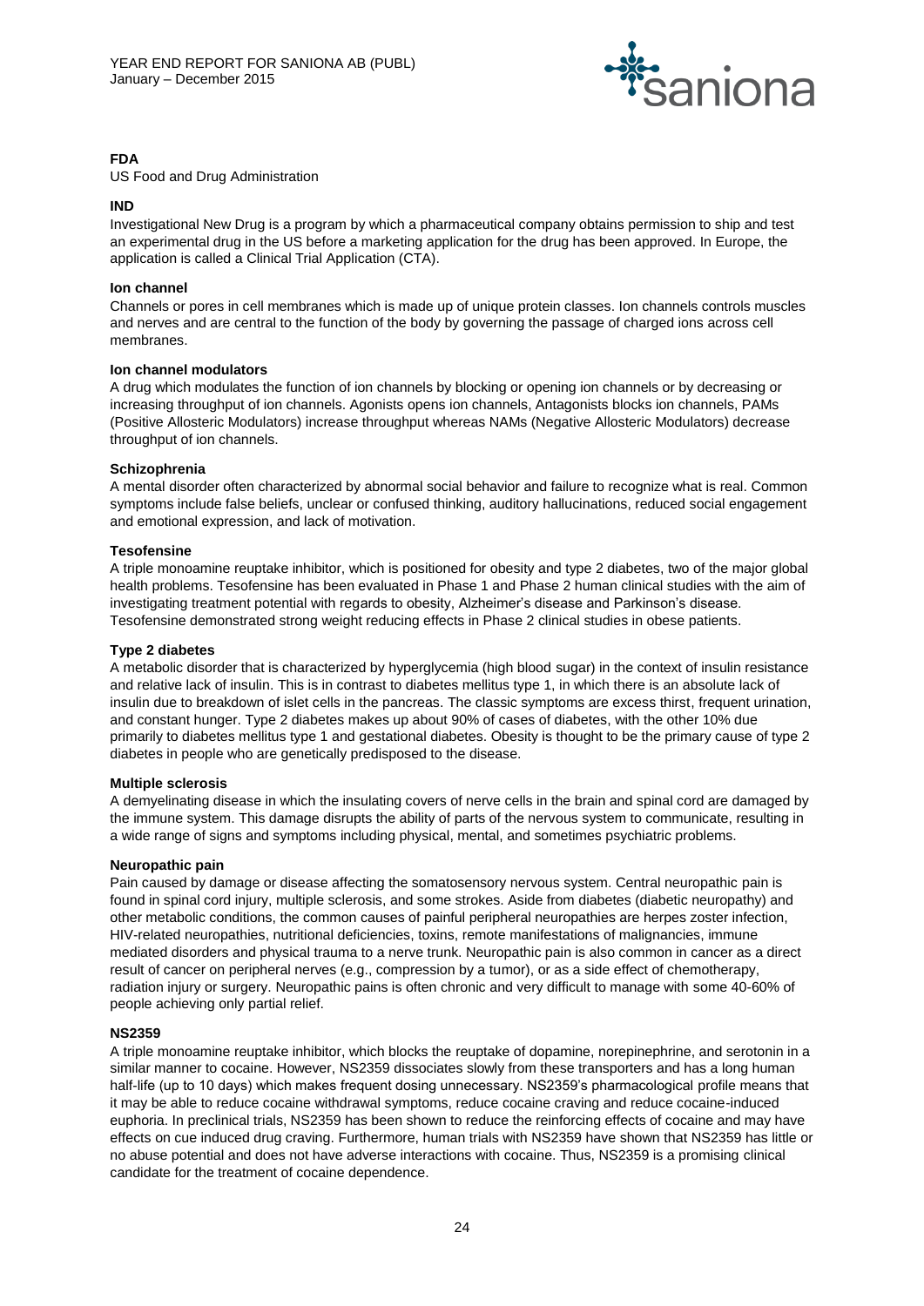**FDA**

US Food and Drug Administration

**IND**

Investigational New Drug is a program by which a pharmaceutical company obtains permission to ship and test an experimental drug in the US before a marketing application for the drug has been approved. In Europe, the application is called a Clinical Trial Application (CTA).

**Ion channel**

Channels or pores in cell membranes which is made up of unique protein classes. Ion channels controls muscles and nerves and are central to the function of the body by governing the passage of charged ions across cell membranes.

**Ion channel modulators**

A drug which modulates the function of ion channels by blocking or opening ion channels or by decreasing or increasing throughput of ion channels. Agonists opens ion channels, Antagonists blocks ion channels, PAMs (Positive Allosteric Modulators) increase throughput whereas NAMs (Negative Allosteric Modulators) decrease throughput of ion channels.

**Schizophrenia**

A mental disorder often characterized by abnormal social behavior and failure to recognize what is real. Common symptoms include false beliefs, unclear or confused thinking, auditory hallucinations, reduced social engagement and emotional expression, and lack of motivation.

**Tesofensine**

A triple monoamine reuptake inhibitor, which is positioned for obesity and type 2 diabetes, two of the major global health problems. Tesofensine has been evaluated in Phase 1 and Phase 2 human clinical studies with the aim of investigating treatment potential with regards to obesity, Alzheimer's disease and Parkinson's disease. Tesofensine demonstrated strong weight reducing effects in Phase 2 clinical studies in obese patients.

**Type 2 diabetes**

A metabolic disorder that is characterized by hyperglycemia (high blood sugar) in the context of insulin resistance and relative lack of insulin. This is in contrast to diabetes mellitus type 1, in which there is an absolute lack of insulin due to breakdown of islet cells in the pancreas. The classic symptoms are excess thirst, frequent urination, and constant hunger. Type 2 diabetes makes up about 90% of cases of diabetes, with the other 10% due primarily to diabetes mellitus type 1 and gestational diabetes. Obesity is thought to be the primary cause of type 2 diabetes in people who are genetically predisposed to the disease.

**Multiple sclerosis**

A demyelinating disease in which the insulating covers of nerve cells in the brain and spinal cord are damaged by the immune system. This damage disrupts the ability of parts of the nervous system to communicate, resulting in a wide range of signs and symptoms including physical, mental, and sometimes psychiatric problems.

**Neuropathic pain**

Pain caused by damage or disease affecting the somatosensory nervous system. Central neuropathic pain is found in spinal cord injury, multiple sclerosis, and some strokes. Aside from diabetes (diabetic neuropathy) and other metabolic conditions, the common causes of painful peripheral neuropathies are herpes zoster infection, HIV-related neuropathies, nutritional deficiencies, toxins, remote manifestations of malignancies, immune mediated disorders and physical trauma to a nerve trunk. Neuropathic pain is also common in cancer as a direct result of cancer on peripheral nerves (e.g., compression by a tumor), or as a side effect of chemotherapy, radiation injury or surgery. Neuropathic pains is often chronic and very difficult to manage with some 40-60% of people achieving only partial relief.

**NS2359**

A triple monoamine reuptake inhibitor, which blocks the reuptake of dopamine, norepinephrine, and serotonin in a similar manner to cocaine. However, NS2359 dissociates slowly from these transporters and has a long human half-life (up to 10 days) which makes frequent dosing unnecessary. NS2359's pharmacological profile means that it may be able to reduce cocaine withdrawal symptoms, reduce cocaine craving and reduce cocaine-induced euphoria. In preclinical trials, NS2359 has been shown to reduce the reinforcing effects of cocaine and may have effects on cue induced drug craving. Furthermore, human trials with NS2359 have shown that NS2359 has little or no abuse potential and does not have adverse interactions with cocaine. Thus, NS2359 is a promising clinical candidate for the treatment of cocaine dependence.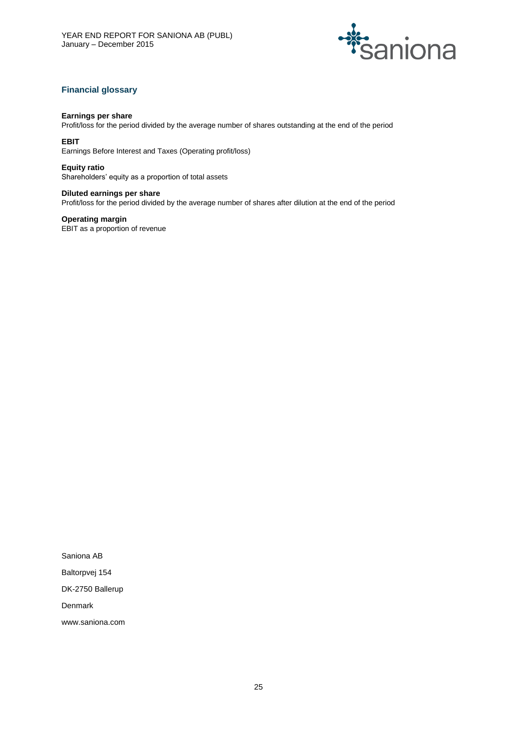## Financial glossary

**Earnings per share**
Profit/loss for the period divided by the average number of shares outstanding at the end of the period

**EBIT**
Earnings Before Interest and Taxes (Operating profit/loss)

**Equity ratio**
Shareholders' equity as a proportion of total assets

**Diluted earnings per share**
Profit/loss for the period divided by the average number of shares after dilution at the end of the period

**Operating margin**
EBIT as a proportion of revenue

Saniona AB

Baltorpvej 154

DK-2750 Ballerup

Denmark

www.saniona.com